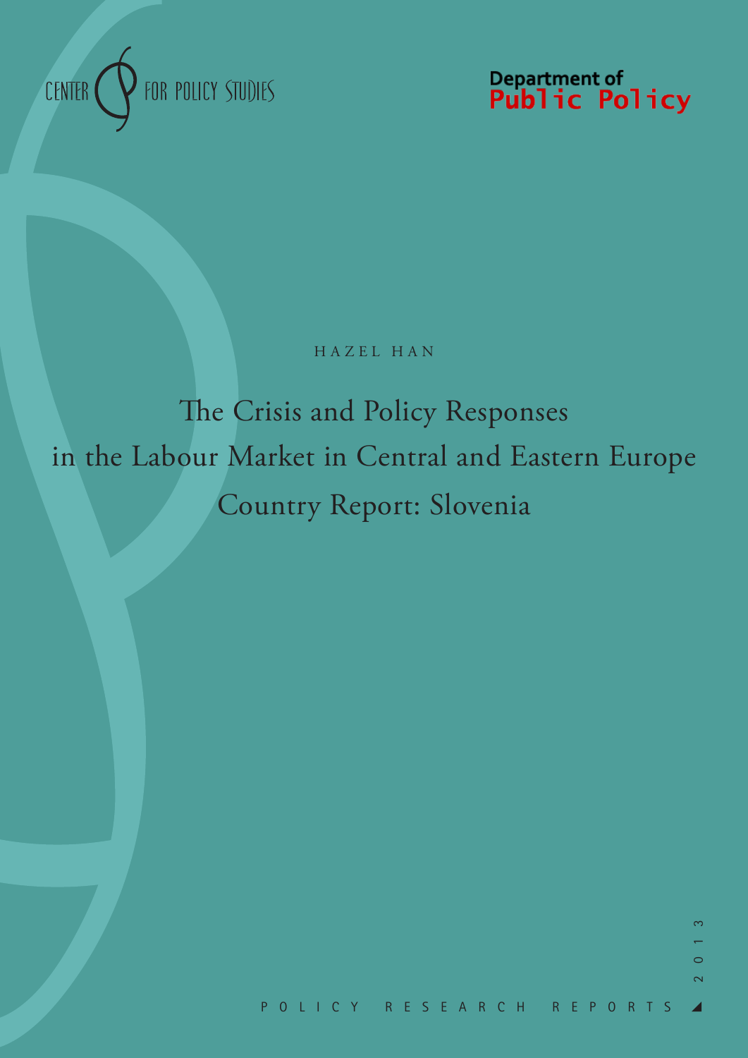CENTER FOR POLICY STUDIES

Department of Public Policy

HAZEL HAN

# The Crisis and Policy Responses in the Labour Market in Central and Eastern Europe Country Report: Slovenia

POLICY RESEARCH REPORTS

2013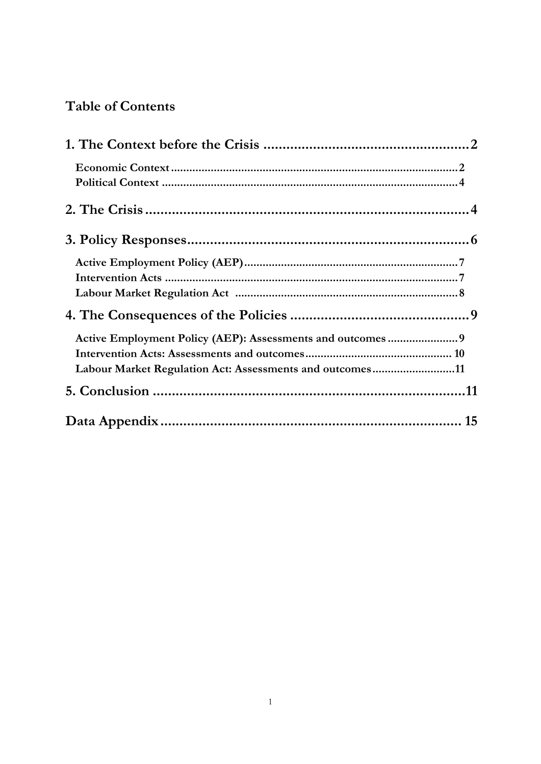## Table of Contents

**1. The Context before the Crisis** .......... 2

- **Economic Context** .......... 2
- **Political Context** .......... 4

**2. The Crisis** .......... 4

**3. Policy Responses** .......... 6

- **Active Employment Policy (AEP)** .......... 7
- **Intervention Acts** .......... 7
- **Labour Market Regulation Act** .......... 8

**4. The Consequences of the Policies** .......... 9

- **Active Employment Policy (AEP): Assessments and outcomes** .......... 9
- **Intervention Acts: Assessments and outcomes** .......... 10
- **Labour Market Regulation Act: Assessments and outcomes** .......... 11

**5. Conclusion** .......... 11

**Data Appendix** .......... 15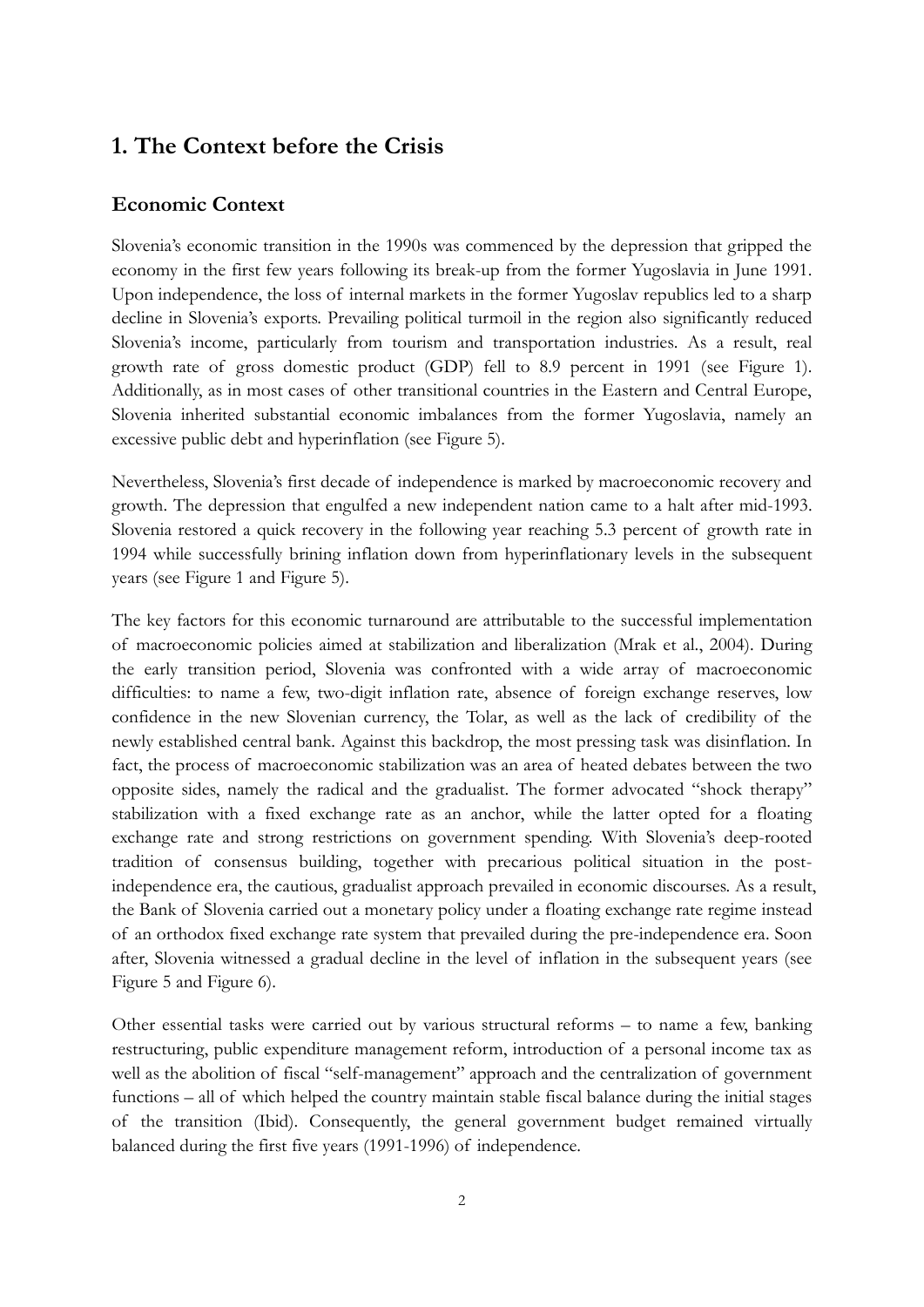# 1. The Context before the Crisis

## Economic Context

Slovenia's economic transition in the 1990s was commenced by the depression that gripped the economy in the first few years following its break-up from the former Yugoslavia in June 1991. Upon independence, the loss of internal markets in the former Yugoslav republics led to a sharp decline in Slovenia's exports. Prevailing political turmoil in the region also significantly reduced Slovenia's income, particularly from tourism and transportation industries. As a result, real growth rate of gross domestic product (GDP) fell to 8.9 percent in 1991 (see Figure 1). Additionally, as in most cases of other transitional countries in the Eastern and Central Europe, Slovenia inherited substantial economic imbalances from the former Yugoslavia, namely an excessive public debt and hyperinflation (see Figure 5).

Nevertheless, Slovenia's first decade of independence is marked by macroeconomic recovery and growth. The depression that engulfed a new independent nation came to a halt after mid-1993. Slovenia restored a quick recovery in the following year reaching 5.3 percent of growth rate in 1994 while successfully brining inflation down from hyperinflationary levels in the subsequent years (see Figure 1 and Figure 5).

The key factors for this economic turnaround are attributable to the successful implementation of macroeconomic policies aimed at stabilization and liberalization (Mrak et al., 2004). During the early transition period, Slovenia was confronted with a wide array of macroeconomic difficulties: to name a few, two-digit inflation rate, absence of foreign exchange reserves, low confidence in the new Slovenian currency, the Tolar, as well as the lack of credibility of the newly established central bank. Against this backdrop, the most pressing task was disinflation. In fact, the process of macroeconomic stabilization was an area of heated debates between the two opposite sides, namely the radical and the gradualist. The former advocated "shock therapy" stabilization with a fixed exchange rate as an anchor, while the latter opted for a floating exchange rate and strong restrictions on government spending. With Slovenia's deep-rooted tradition of consensus building, together with precarious political situation in the post-independence era, the cautious, gradualist approach prevailed in economic discourses. As a result, the Bank of Slovenia carried out a monetary policy under a floating exchange rate regime instead of an orthodox fixed exchange rate system that prevailed during the pre-independence era. Soon after, Slovenia witnessed a gradual decline in the level of inflation in the subsequent years (see Figure 5 and Figure 6).

Other essential tasks were carried out by various structural reforms – to name a few, banking restructuring, public expenditure management reform, introduction of a personal income tax as well as the abolition of fiscal "self-management" approach and the centralization of government functions – all of which helped the country maintain stable fiscal balance during the initial stages of the transition (Ibid). Consequently, the general government budget remained virtually balanced during the first five years (1991-1996) of independence.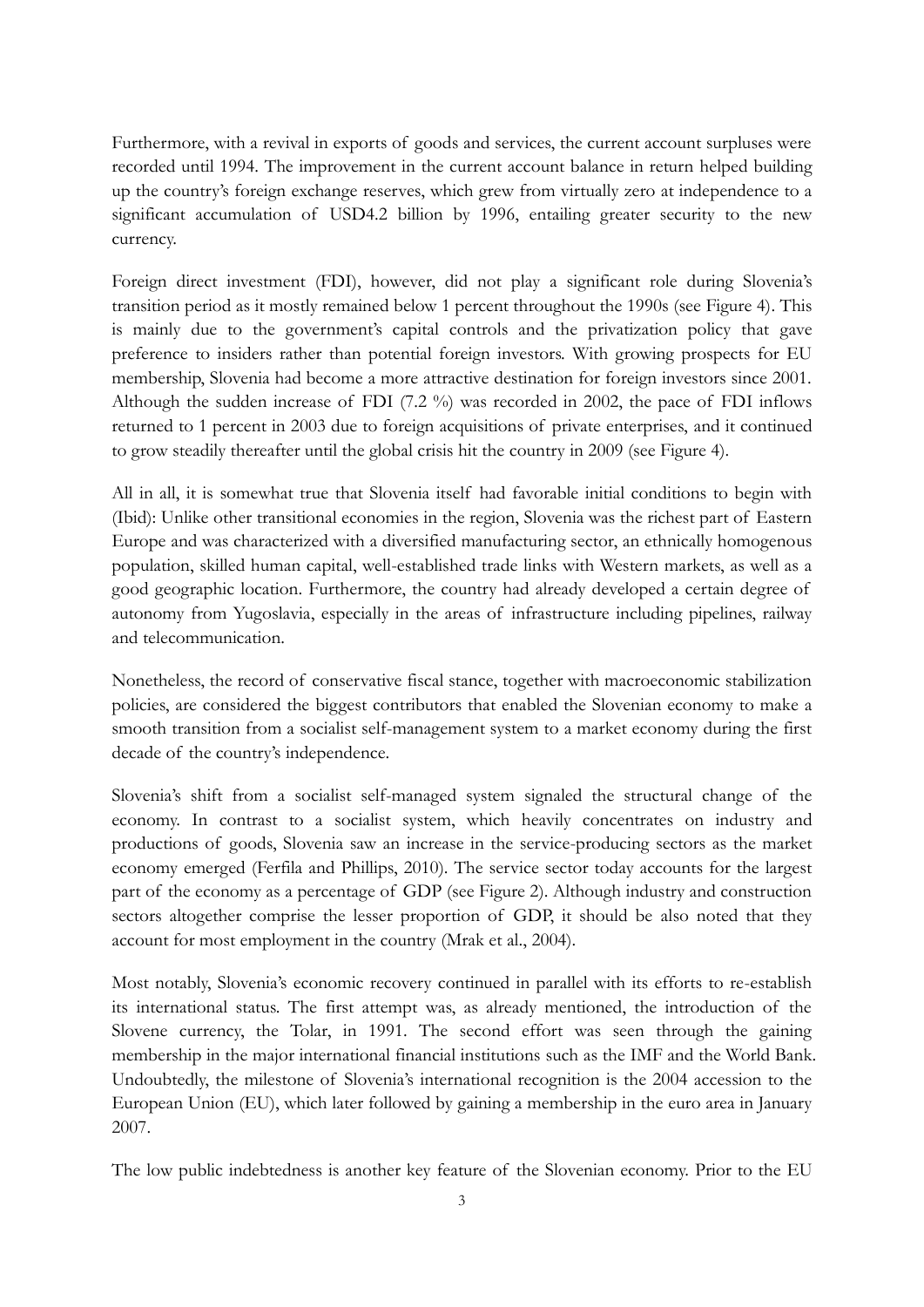Furthermore, with a revival in exports of goods and services, the current account surpluses were recorded until 1994. The improvement in the current account balance in return helped building up the country's foreign exchange reserves, which grew from virtually zero at independence to a significant accumulation of USD4.2 billion by 1996, entailing greater security to the new currency.

Foreign direct investment (FDI), however, did not play a significant role during Slovenia's transition period as it mostly remained below 1 percent throughout the 1990s (see Figure 4). This is mainly due to the government's capital controls and the privatization policy that gave preference to insiders rather than potential foreign investors. With growing prospects for EU membership, Slovenia had become a more attractive destination for foreign investors since 2001. Although the sudden increase of FDI (7.2 %) was recorded in 2002, the pace of FDI inflows returned to 1 percent in 2003 due to foreign acquisitions of private enterprises, and it continued to grow steadily thereafter until the global crisis hit the country in 2009 (see Figure 4).

All in all, it is somewhat true that Slovenia itself had favorable initial conditions to begin with (Ibid): Unlike other transitional economies in the region, Slovenia was the richest part of Eastern Europe and was characterized with a diversified manufacturing sector, an ethnically homogenous population, skilled human capital, well-established trade links with Western markets, as well as a good geographic location. Furthermore, the country had already developed a certain degree of autonomy from Yugoslavia, especially in the areas of infrastructure including pipelines, railway and telecommunication.

Nonetheless, the record of conservative fiscal stance, together with macroeconomic stabilization policies, are considered the biggest contributors that enabled the Slovenian economy to make a smooth transition from a socialist self-management system to a market economy during the first decade of the country's independence.

Slovenia's shift from a socialist self-managed system signaled the structural change of the economy. In contrast to a socialist system, which heavily concentrates on industry and productions of goods, Slovenia saw an increase in the service-producing sectors as the market economy emerged (Ferfila and Phillips, 2010). The service sector today accounts for the largest part of the economy as a percentage of GDP (see Figure 2). Although industry and construction sectors altogether comprise the lesser proportion of GDP, it should be also noted that they account for most employment in the country (Mrak et al., 2004).

Most notably, Slovenia's economic recovery continued in parallel with its efforts to re-establish its international status. The first attempt was, as already mentioned, the introduction of the Slovene currency, the Tolar, in 1991. The second effort was seen through the gaining membership in the major international financial institutions such as the IMF and the World Bank. Undoubtedly, the milestone of Slovenia's international recognition is the 2004 accession to the European Union (EU), which later followed by gaining a membership in the euro area in January 2007.

The low public indebtedness is another key feature of the Slovenian economy. Prior to the EU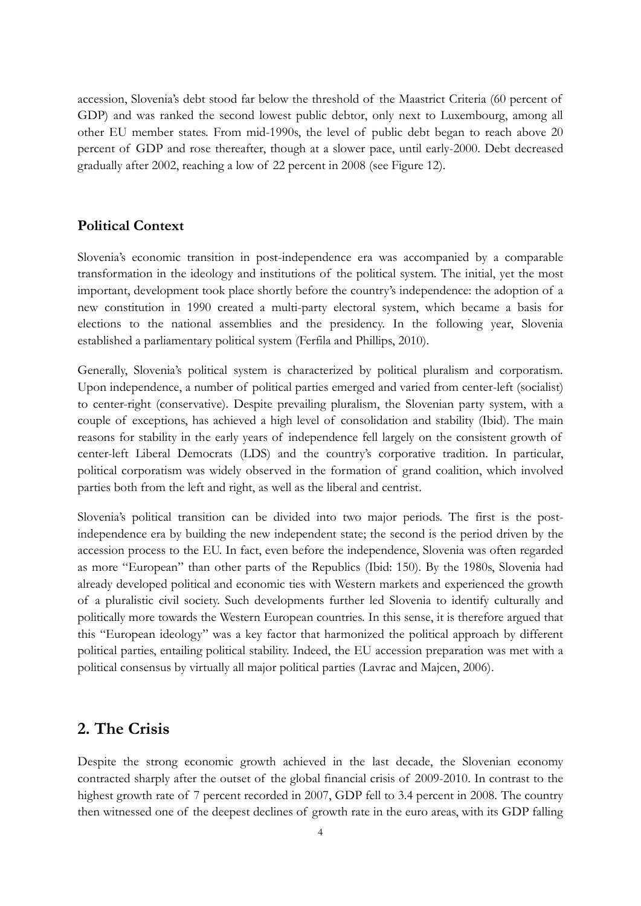accession, Slovenia's debt stood far below the threshold of the Maastrict Criteria (60 percent of GDP) and was ranked the second lowest public debtor, only next to Luxembourg, among all other EU member states. From mid-1990s, the level of public debt began to reach above 20 percent of GDP and rose thereafter, though at a slower pace, until early-2000. Debt decreased gradually after 2002, reaching a low of 22 percent in 2008 (see Figure 12).

### Political Context

Slovenia's economic transition in post-independence era was accompanied by a comparable transformation in the ideology and institutions of the political system. The initial, yet the most important, development took place shortly before the country's independence: the adoption of a new constitution in 1990 created a multi-party electoral system, which became a basis for elections to the national assemblies and the presidency. In the following year, Slovenia established a parliamentary political system (Ferfila and Phillips, 2010).

Generally, Slovenia's political system is characterized by political pluralism and corporatism. Upon independence, a number of political parties emerged and varied from center-left (socialist) to center-right (conservative). Despite prevailing pluralism, the Slovenian party system, with a couple of exceptions, has achieved a high level of consolidation and stability (Ibid). The main reasons for stability in the early years of independence fell largely on the consistent growth of center-left Liberal Democrats (LDS) and the country's corporative tradition. In particular, political corporatism was widely observed in the formation of grand coalition, which involved parties both from the left and right, as well as the liberal and centrist.

Slovenia's political transition can be divided into two major periods. The first is the post-independence era by building the new independent state; the second is the period driven by the accession process to the EU. In fact, even before the independence, Slovenia was often regarded as more "European" than other parts of the Republics (Ibid: 150). By the 1980s, Slovenia had already developed political and economic ties with Western markets and experienced the growth of a pluralistic civil society. Such developments further led Slovenia to identify culturally and politically more towards the Western European countries. In this sense, it is therefore argued that this "European ideology" was a key factor that harmonized the political approach by different political parties, entailing political stability. Indeed, the EU accession preparation was met with a political consensus by virtually all major political parties (Lavrac and Majcen, 2006).

## 2. The Crisis

Despite the strong economic growth achieved in the last decade, the Slovenian economy contracted sharply after the outset of the global financial crisis of 2009-2010. In contrast to the highest growth rate of 7 percent recorded in 2007, GDP fell to 3.4 percent in 2008. The country then witnessed one of the deepest declines of growth rate in the euro areas, with its GDP falling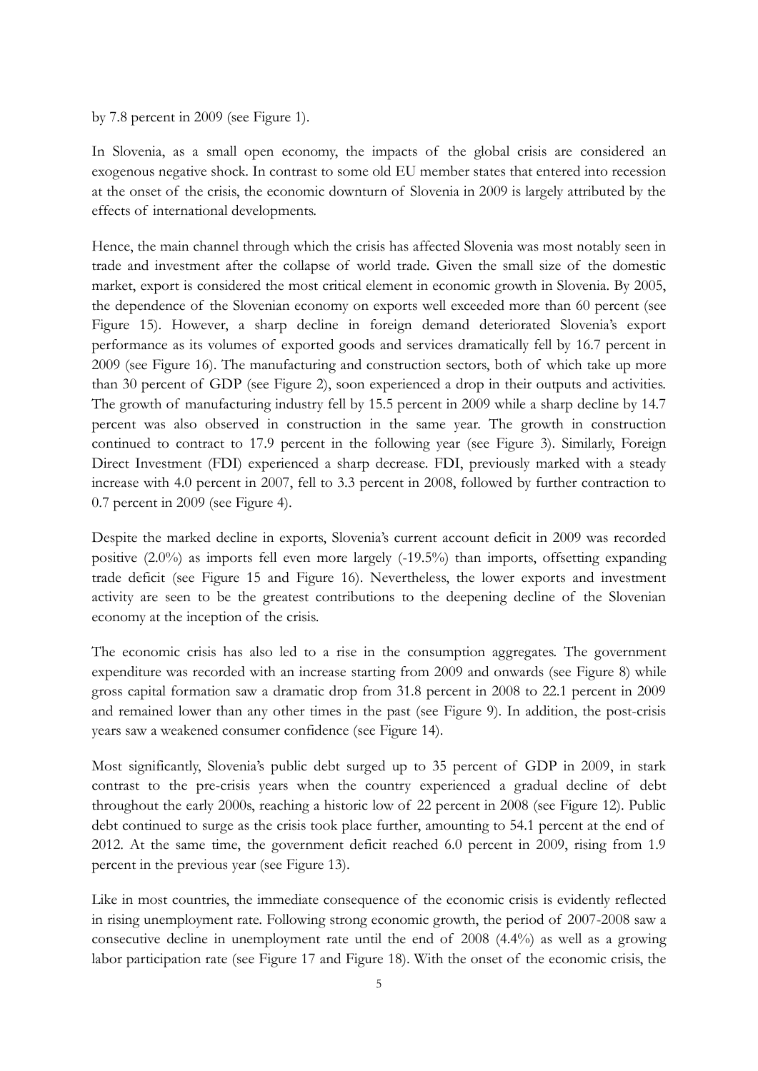by 7.8 percent in 2009 (see Figure 1).

In Slovenia, as a small open economy, the impacts of the global crisis are considered an exogenous negative shock. In contrast to some old EU member states that entered into recession at the onset of the crisis, the economic downturn of Slovenia in 2009 is largely attributed by the effects of international developments.

Hence, the main channel through which the crisis has affected Slovenia was most notably seen in trade and investment after the collapse of world trade. Given the small size of the domestic market, export is considered the most critical element in economic growth in Slovenia. By 2005, the dependence of the Slovenian economy on exports well exceeded more than 60 percent (see Figure 15). However, a sharp decline in foreign demand deteriorated Slovenia's export performance as its volumes of exported goods and services dramatically fell by 16.7 percent in 2009 (see Figure 16). The manufacturing and construction sectors, both of which take up more than 30 percent of GDP (see Figure 2), soon experienced a drop in their outputs and activities. The growth of manufacturing industry fell by 15.5 percent in 2009 while a sharp decline by 14.7 percent was also observed in construction in the same year. The growth in construction continued to contract to 17.9 percent in the following year (see Figure 3). Similarly, Foreign Direct Investment (FDI) experienced a sharp decrease. FDI, previously marked with a steady increase with 4.0 percent in 2007, fell to 3.3 percent in 2008, followed by further contraction to 0.7 percent in 2009 (see Figure 4).

Despite the marked decline in exports, Slovenia's current account deficit in 2009 was recorded positive (2.0%) as imports fell even more largely (-19.5%) than imports, offsetting expanding trade deficit (see Figure 15 and Figure 16). Nevertheless, the lower exports and investment activity are seen to be the greatest contributions to the deepening decline of the Slovenian economy at the inception of the crisis.

The economic crisis has also led to a rise in the consumption aggregates. The government expenditure was recorded with an increase starting from 2009 and onwards (see Figure 8) while gross capital formation saw a dramatic drop from 31.8 percent in 2008 to 22.1 percent in 2009 and remained lower than any other times in the past (see Figure 9). In addition, the post-crisis years saw a weakened consumer confidence (see Figure 14).

Most significantly, Slovenia's public debt surged up to 35 percent of GDP in 2009, in stark contrast to the pre-crisis years when the country experienced a gradual decline of debt throughout the early 2000s, reaching a historic low of 22 percent in 2008 (see Figure 12). Public debt continued to surge as the crisis took place further, amounting to 54.1 percent at the end of 2012. At the same time, the government deficit reached 6.0 percent in 2009, rising from 1.9 percent in the previous year (see Figure 13).

Like in most countries, the immediate consequence of the economic crisis is evidently reflected in rising unemployment rate. Following strong economic growth, the period of 2007-2008 saw a consecutive decline in unemployment rate until the end of 2008 (4.4%) as well as a growing labor participation rate (see Figure 17 and Figure 18). With the onset of the economic crisis, the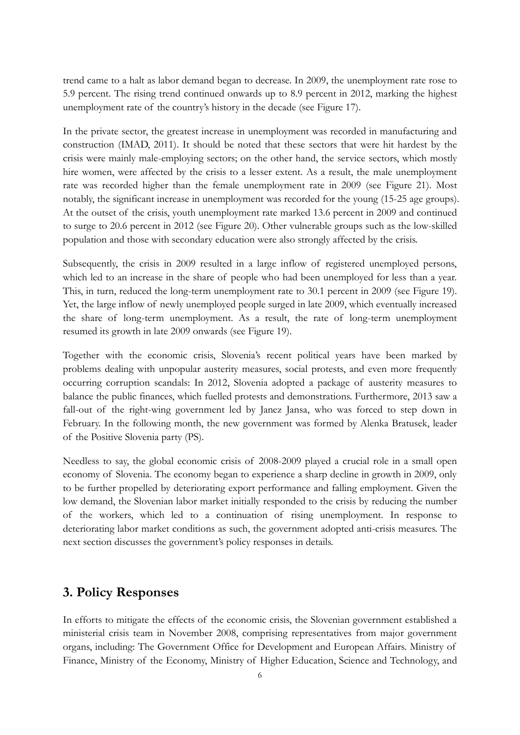trend came to a halt as labor demand began to decrease. In 2009, the unemployment rate rose to 5.9 percent. The rising trend continued onwards up to 8.9 percent in 2012, marking the highest unemployment rate of the country's history in the decade (see Figure 17).

In the private sector, the greatest increase in unemployment was recorded in manufacturing and construction (IMAD, 2011). It should be noted that these sectors that were hit hardest by the crisis were mainly male-employing sectors; on the other hand, the service sectors, which mostly hire women, were affected by the crisis to a lesser extent. As a result, the male unemployment rate was recorded higher than the female unemployment rate in 2009 (see Figure 21). Most notably, the significant increase in unemployment was recorded for the young (15-25 age groups). At the outset of the crisis, youth unemployment rate marked 13.6 percent in 2009 and continued to surge to 20.6 percent in 2012 (see Figure 20). Other vulnerable groups such as the low-skilled population and those with secondary education were also strongly affected by the crisis.

Subsequently, the crisis in 2009 resulted in a large inflow of registered unemployed persons, which led to an increase in the share of people who had been unemployed for less than a year. This, in turn, reduced the long-term unemployment rate to 30.1 percent in 2009 (see Figure 19). Yet, the large inflow of newly unemployed people surged in late 2009, which eventually increased the share of long-term unemployment. As a result, the rate of long-term unemployment resumed its growth in late 2009 onwards (see Figure 19).

Together with the economic crisis, Slovenia's recent political years have been marked by problems dealing with unpopular austerity measures, social protests, and even more frequently occurring corruption scandals: In 2012, Slovenia adopted a package of austerity measures to balance the public finances, which fuelled protests and demonstrations. Furthermore, 2013 saw a fall-out of the right-wing government led by Janez Jansa, who was forced to step down in February. In the following month, the new government was formed by Alenka Bratusek, leader of the Positive Slovenia party (PS).

Needless to say, the global economic crisis of 2008-2009 played a crucial role in a small open economy of Slovenia. The economy began to experience a sharp decline in growth in 2009, only to be further propelled by deteriorating export performance and falling employment. Given the low demand, the Slovenian labor market initially responded to the crisis by reducing the number of the workers, which led to a continuation of rising unemployment. In response to deteriorating labor market conditions as such, the government adopted anti-crisis measures. The next section discusses the government's policy responses in details.

## 3. Policy Responses

In efforts to mitigate the effects of the economic crisis, the Slovenian government established a ministerial crisis team in November 2008, comprising representatives from major government organs, including: The Government Office for Development and European Affairs. Ministry of Finance, Ministry of the Economy, Ministry of Higher Education, Science and Technology, and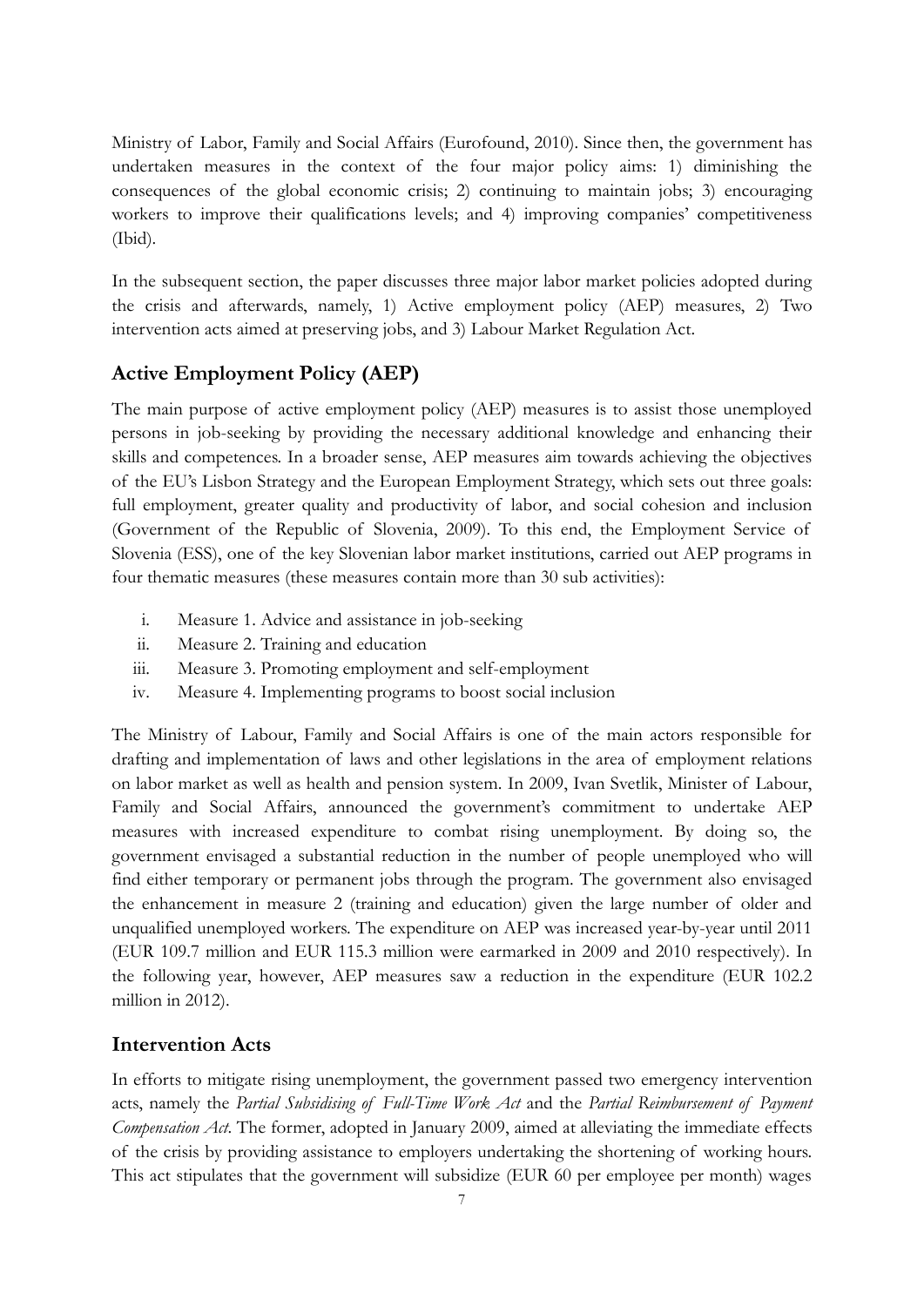Ministry of Labor, Family and Social Affairs (Eurofound, 2010). Since then, the government has undertaken measures in the context of the four major policy aims: 1) diminishing the consequences of the global economic crisis; 2) continuing to maintain jobs; 3) encouraging workers to improve their qualifications levels; and 4) improving companies' competitiveness (Ibid).

In the subsequent section, the paper discusses three major labor market policies adopted during the crisis and afterwards, namely, 1) Active employment policy (AEP) measures, 2) Two intervention acts aimed at preserving jobs, and 3) Labour Market Regulation Act.

## Active Employment Policy (AEP)

The main purpose of active employment policy (AEP) measures is to assist those unemployed persons in job-seeking by providing the necessary additional knowledge and enhancing their skills and competences. In a broader sense, AEP measures aim towards achieving the objectives of the EU's Lisbon Strategy and the European Employment Strategy, which sets out three goals: full employment, greater quality and productivity of labor, and social cohesion and inclusion (Government of the Republic of Slovenia, 2009). To this end, the Employment Service of Slovenia (ESS), one of the key Slovenian labor market institutions, carried out AEP programs in four thematic measures (these measures contain more than 30 sub activities):

i. Measure 1. Advice and assistance in job-seeking
ii. Measure 2. Training and education
iii. Measure 3. Promoting employment and self-employment
iv. Measure 4. Implementing programs to boost social inclusion

The Ministry of Labour, Family and Social Affairs is one of the main actors responsible for drafting and implementation of laws and other legislations in the area of employment relations on labor market as well as health and pension system. In 2009, Ivan Svetlik, Minister of Labour, Family and Social Affairs, announced the government's commitment to undertake AEP measures with increased expenditure to combat rising unemployment. By doing so, the government envisaged a substantial reduction in the number of people unemployed who will find either temporary or permanent jobs through the program. The government also envisaged the enhancement in measure 2 (training and education) given the large number of older and unqualified unemployed workers. The expenditure on AEP was increased year-by-year until 2011 (EUR 109.7 million and EUR 115.3 million were earmarked in 2009 and 2010 respectively). In the following year, however, AEP measures saw a reduction in the expenditure (EUR 102.2 million in 2012).

## Intervention Acts

In efforts to mitigate rising unemployment, the government passed two emergency intervention acts, namely the *Partial Subsidising of Full-Time Work Act* and the *Partial Reimbursement of Payment Compensation Act*. The former, adopted in January 2009, aimed at alleviating the immediate effects of the crisis by providing assistance to employers undertaking the shortening of working hours. This act stipulates that the government will subsidize (EUR 60 per employee per month) wages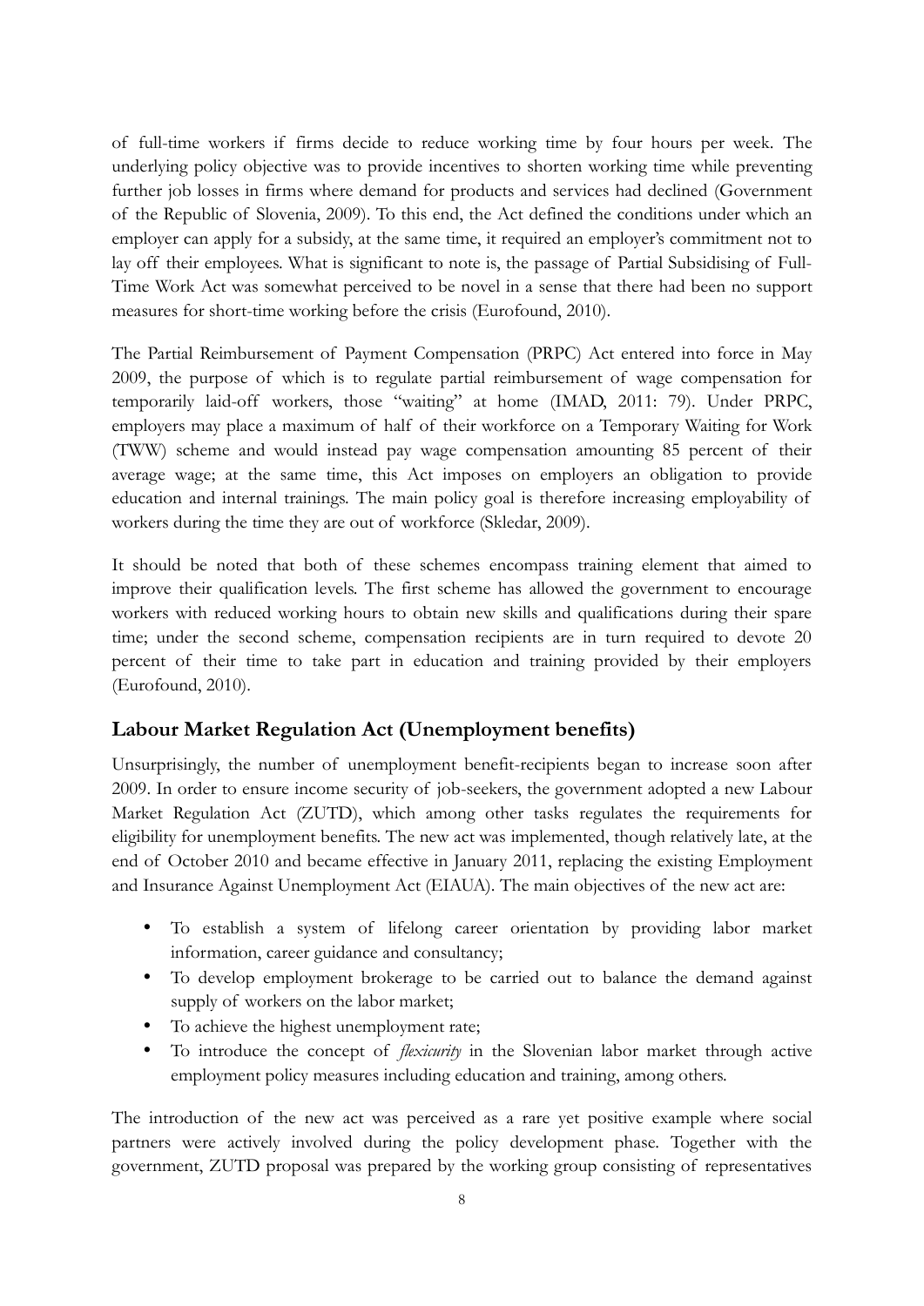of full-time workers if firms decide to reduce working time by four hours per week. The underlying policy objective was to provide incentives to shorten working time while preventing further job losses in firms where demand for products and services had declined (Government of the Republic of Slovenia, 2009). To this end, the Act defined the conditions under which an employer can apply for a subsidy, at the same time, it required an employer's commitment not to lay off their employees. What is significant to note is, the passage of Partial Subsidising of Full-Time Work Act was somewhat perceived to be novel in a sense that there had been no support measures for short-time working before the crisis (Eurofound, 2010).

The Partial Reimbursement of Payment Compensation (PRPC) Act entered into force in May 2009, the purpose of which is to regulate partial reimbursement of wage compensation for temporarily laid-off workers, those "waiting" at home (IMAD, 2011: 79). Under PRPC, employers may place a maximum of half of their workforce on a Temporary Waiting for Work (TWW) scheme and would instead pay wage compensation amounting 85 percent of their average wage; at the same time, this Act imposes on employers an obligation to provide education and internal trainings. The main policy goal is therefore increasing employability of workers during the time they are out of workforce (Skledar, 2009).

It should be noted that both of these schemes encompass training element that aimed to improve their qualification levels. The first scheme has allowed the government to encourage workers with reduced working hours to obtain new skills and qualifications during their spare time; under the second scheme, compensation recipients are in turn required to devote 20 percent of their time to take part in education and training provided by their employers (Eurofound, 2010).

## Labour Market Regulation Act (Unemployment benefits)

Unsurprisingly, the number of unemployment benefit-recipients began to increase soon after 2009. In order to ensure income security of job-seekers, the government adopted a new Labour Market Regulation Act (ZUTD), which among other tasks regulates the requirements for eligibility for unemployment benefits. The new act was implemented, though relatively late, at the end of October 2010 and became effective in January 2011, replacing the existing Employment and Insurance Against Unemployment Act (EIAUA). The main objectives of the new act are:

- To establish a system of lifelong career orientation by providing labor market information, career guidance and consultancy;
- To develop employment brokerage to be carried out to balance the demand against supply of workers on the labor market;
- To achieve the highest unemployment rate;
- To introduce the concept of *flexicurity* in the Slovenian labor market through active employment policy measures including education and training, among others.

The introduction of the new act was perceived as a rare yet positive example where social partners were actively involved during the policy development phase. Together with the government, ZUTD proposal was prepared by the working group consisting of representatives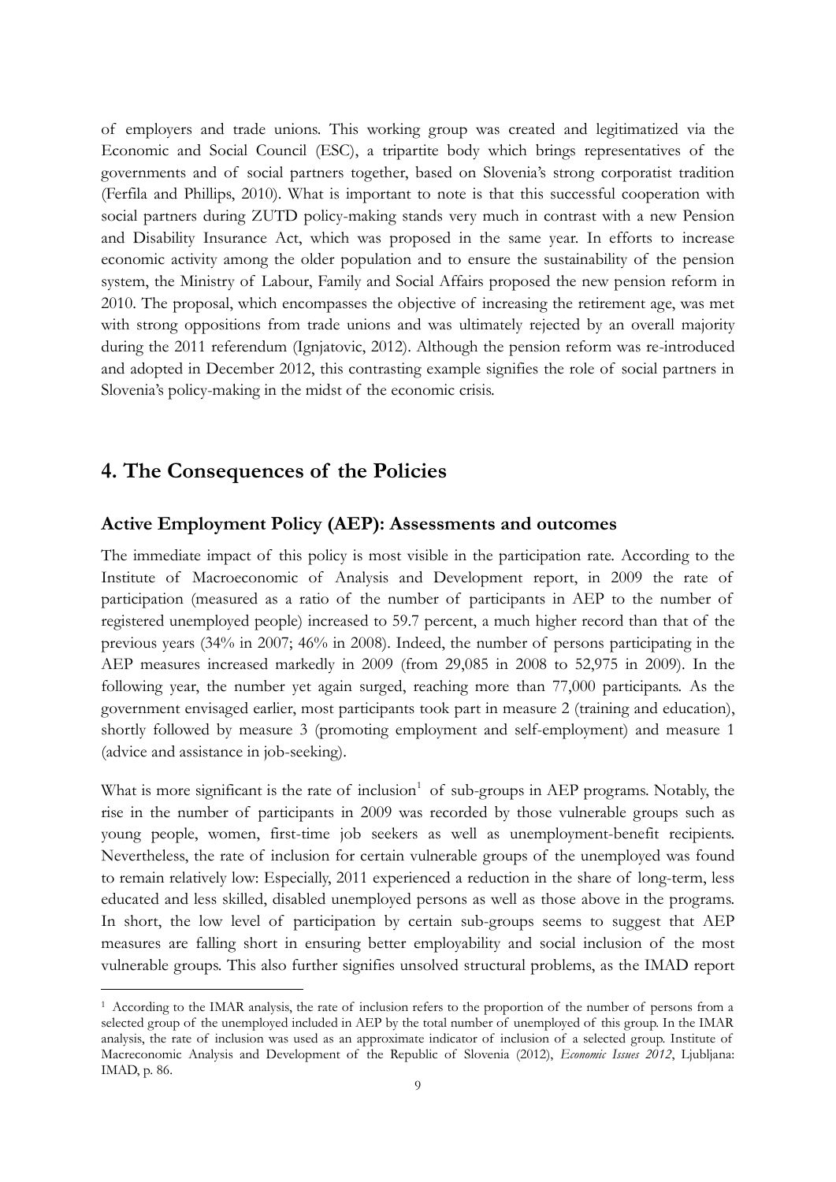of employers and trade unions. This working group was created and legitimatized via the Economic and Social Council (ESC), a tripartite body which brings representatives of the governments and of social partners together, based on Slovenia's strong corporatist tradition (Ferfila and Phillips, 2010). What is important to note is that this successful cooperation with social partners during ZUTD policy-making stands very much in contrast with a new Pension and Disability Insurance Act, which was proposed in the same year. In efforts to increase economic activity among the older population and to ensure the sustainability of the pension system, the Ministry of Labour, Family and Social Affairs proposed the new pension reform in 2010. The proposal, which encompasses the objective of increasing the retirement age, was met with strong oppositions from trade unions and was ultimately rejected by an overall majority during the 2011 referendum (Ignjatovic, 2012). Although the pension reform was re-introduced and adopted in December 2012, this contrasting example signifies the role of social partners in Slovenia's policy-making in the midst of the economic crisis.

## 4. The Consequences of the Policies

### Active Employment Policy (AEP): Assessments and outcomes

The immediate impact of this policy is most visible in the participation rate. According to the Institute of Macroeconomic of Analysis and Development report, in 2009 the rate of participation (measured as a ratio of the number of participants in AEP to the number of registered unemployed people) increased to 59.7 percent, a much higher record than that of the previous years (34% in 2007; 46% in 2008). Indeed, the number of persons participating in the AEP measures increased markedly in 2009 (from 29,085 in 2008 to 52,975 in 2009). In the following year, the number yet again surged, reaching more than 77,000 participants. As the government envisaged earlier, most participants took part in measure 2 (training and education), shortly followed by measure 3 (promoting employment and self-employment) and measure 1 (advice and assistance in job-seeking).

What is more significant is the rate of inclusion[1] of sub-groups in AEP programs. Notably, the rise in the number of participants in 2009 was recorded by those vulnerable groups such as young people, women, first-time job seekers as well as unemployment-benefit recipients. Nevertheless, the rate of inclusion for certain vulnerable groups of the unemployed was found to remain relatively low: Especially, 2011 experienced a reduction in the share of long-term, less educated and less skilled, disabled unemployed persons as well as those above in the programs. In short, the low level of participation by certain sub-groups seems to suggest that AEP measures are falling short in ensuring better employability and social inclusion of the most vulnerable groups. This also further signifies unsolved structural problems, as the IMAD report

[1] According to the IMAR analysis, the rate of inclusion refers to the proportion of the number of persons from a selected group of the unemployed included in AEP by the total number of unemployed of this group. In the IMAR analysis, the rate of inclusion was used as an approximate indicator of inclusion of a selected group. Institute of Macreconomic Analysis and Development of the Republic of Slovenia (2012), *Economic Issues 2012*, Ljubljana: IMAD, p. 86.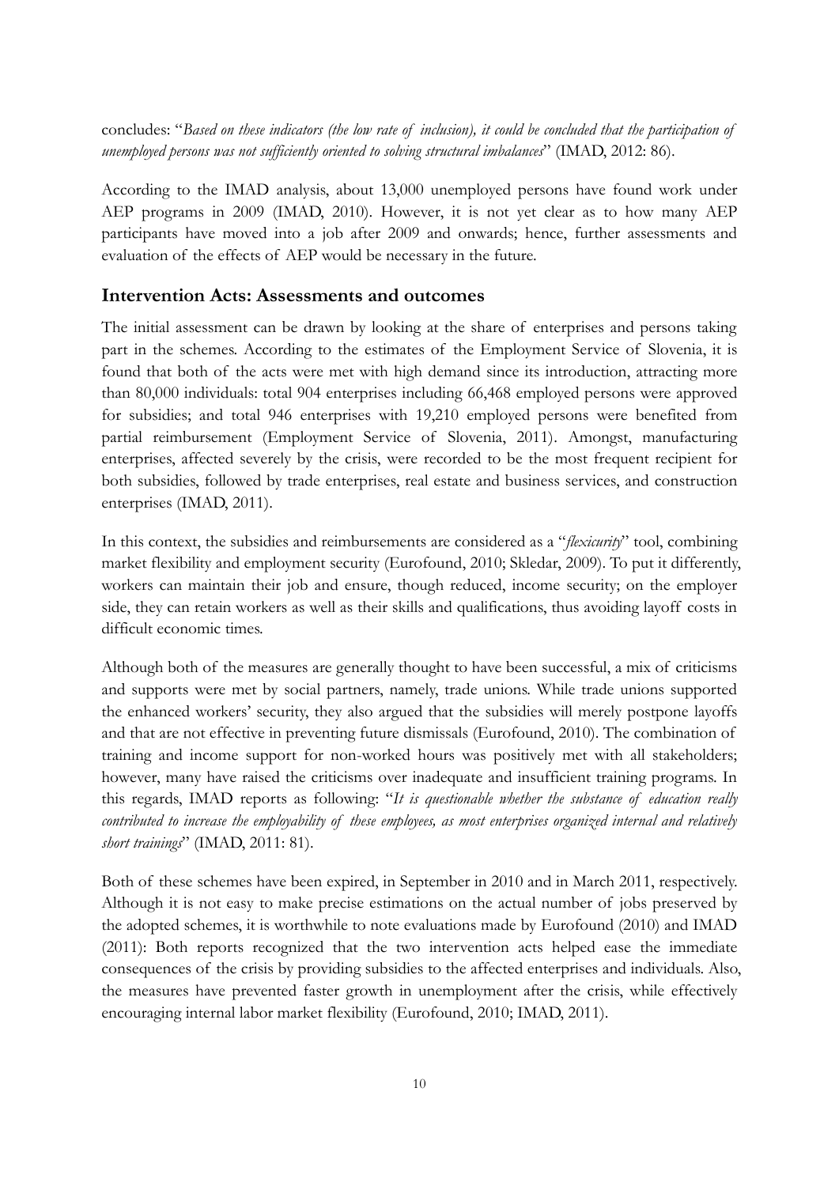concludes: "*Based on these indicators (the low rate of inclusion), it could be concluded that the participation of unemployed persons was not sufficiently oriented to solving structural imbalances*" (IMAD, 2012: 86).

According to the IMAD analysis, about 13,000 unemployed persons have found work under AEP programs in 2009 (IMAD, 2010). However, it is not yet clear as to how many AEP participants have moved into a job after 2009 and onwards; hence, further assessments and evaluation of the effects of AEP would be necessary in the future.

## Intervention Acts: Assessments and outcomes

The initial assessment can be drawn by looking at the share of enterprises and persons taking part in the schemes. According to the estimates of the Employment Service of Slovenia, it is found that both of the acts were met with high demand since its introduction, attracting more than 80,000 individuals: total 904 enterprises including 66,468 employed persons were approved for subsidies; and total 946 enterprises with 19,210 employed persons were benefited from partial reimbursement (Employment Service of Slovenia, 2011). Amongst, manufacturing enterprises, affected severely by the crisis, were recorded to be the most frequent recipient for both subsidies, followed by trade enterprises, real estate and business services, and construction enterprises (IMAD, 2011).

In this context, the subsidies and reimbursements are considered as a "*flexicurity*" tool, combining market flexibility and employment security (Eurofound, 2010; Skledar, 2009). To put it differently, workers can maintain their job and ensure, though reduced, income security; on the employer side, they can retain workers as well as their skills and qualifications, thus avoiding layoff costs in difficult economic times.

Although both of the measures are generally thought to have been successful, a mix of criticisms and supports were met by social partners, namely, trade unions. While trade unions supported the enhanced workers' security, they also argued that the subsidies will merely postpone layoffs and that are not effective in preventing future dismissals (Eurofound, 2010). The combination of training and income support for non-worked hours was positively met with all stakeholders; however, many have raised the criticisms over inadequate and insufficient training programs. In this regards, IMAD reports as following: "*It is questionable whether the substance of education really contributed to increase the employability of these employees, as most enterprises organized internal and relatively short trainings*" (IMAD, 2011: 81).

Both of these schemes have been expired, in September in 2010 and in March 2011, respectively. Although it is not easy to make precise estimations on the actual number of jobs preserved by the adopted schemes, it is worthwhile to note evaluations made by Eurofound (2010) and IMAD (2011): Both reports recognized that the two intervention acts helped ease the immediate consequences of the crisis by providing subsidies to the affected enterprises and individuals. Also, the measures have prevented faster growth in unemployment after the crisis, while effectively encouraging internal labor market flexibility (Eurofound, 2010; IMAD, 2011).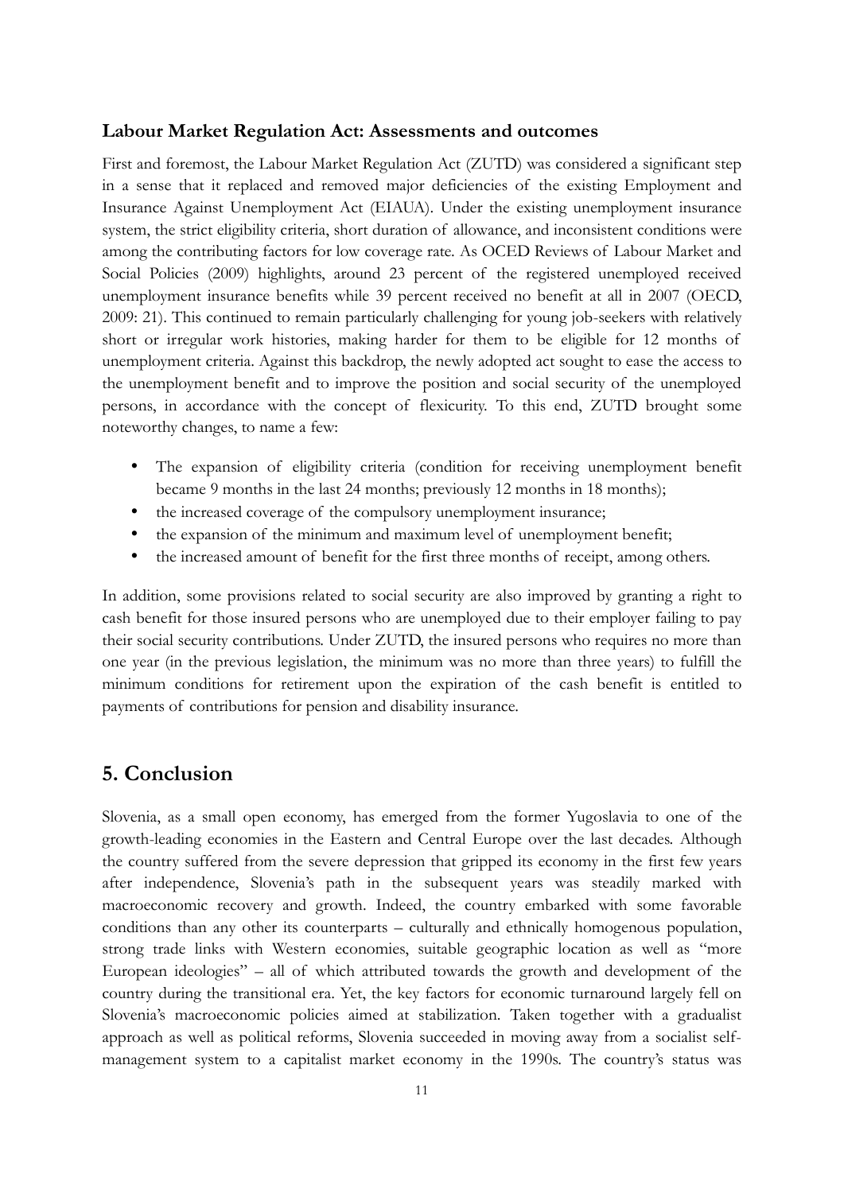### Labour Market Regulation Act: Assessments and outcomes

First and foremost, the Labour Market Regulation Act (ZUTD) was considered a significant step in a sense that it replaced and removed major deficiencies of the existing Employment and Insurance Against Unemployment Act (EIAUA). Under the existing unemployment insurance system, the strict eligibility criteria, short duration of allowance, and inconsistent conditions were among the contributing factors for low coverage rate. As OCED Reviews of Labour Market and Social Policies (2009) highlights, around 23 percent of the registered unemployed received unemployment insurance benefits while 39 percent received no benefit at all in 2007 (OECD, 2009: 21). This continued to remain particularly challenging for young job-seekers with relatively short or irregular work histories, making harder for them to be eligible for 12 months of unemployment criteria. Against this backdrop, the newly adopted act sought to ease the access to the unemployment benefit and to improve the position and social security of the unemployed persons, in accordance with the concept of flexicurity. To this end, ZUTD brought some noteworthy changes, to name a few:

- The expansion of eligibility criteria (condition for receiving unemployment benefit became 9 months in the last 24 months; previously 12 months in 18 months);
- the increased coverage of the compulsory unemployment insurance;
- the expansion of the minimum and maximum level of unemployment benefit;
- the increased amount of benefit for the first three months of receipt, among others.

In addition, some provisions related to social security are also improved by granting a right to cash benefit for those insured persons who are unemployed due to their employer failing to pay their social security contributions. Under ZUTD, the insured persons who requires no more than one year (in the previous legislation, the minimum was no more than three years) to fulfill the minimum conditions for retirement upon the expiration of the cash benefit is entitled to payments of contributions for pension and disability insurance.

## 5. Conclusion

Slovenia, as a small open economy, has emerged from the former Yugoslavia to one of the growth-leading economies in the Eastern and Central Europe over the last decades. Although the country suffered from the severe depression that gripped its economy in the first few years after independence, Slovenia's path in the subsequent years was steadily marked with macroeconomic recovery and growth. Indeed, the country embarked with some favorable conditions than any other its counterparts – culturally and ethnically homogenous population, strong trade links with Western economies, suitable geographic location as well as "more European ideologies" – all of which attributed towards the growth and development of the country during the transitional era. Yet, the key factors for economic turnaround largely fell on Slovenia's macroeconomic policies aimed at stabilization. Taken together with a gradualist approach as well as political reforms, Slovenia succeeded in moving away from a socialist self-management system to a capitalist market economy in the 1990s. The country's status was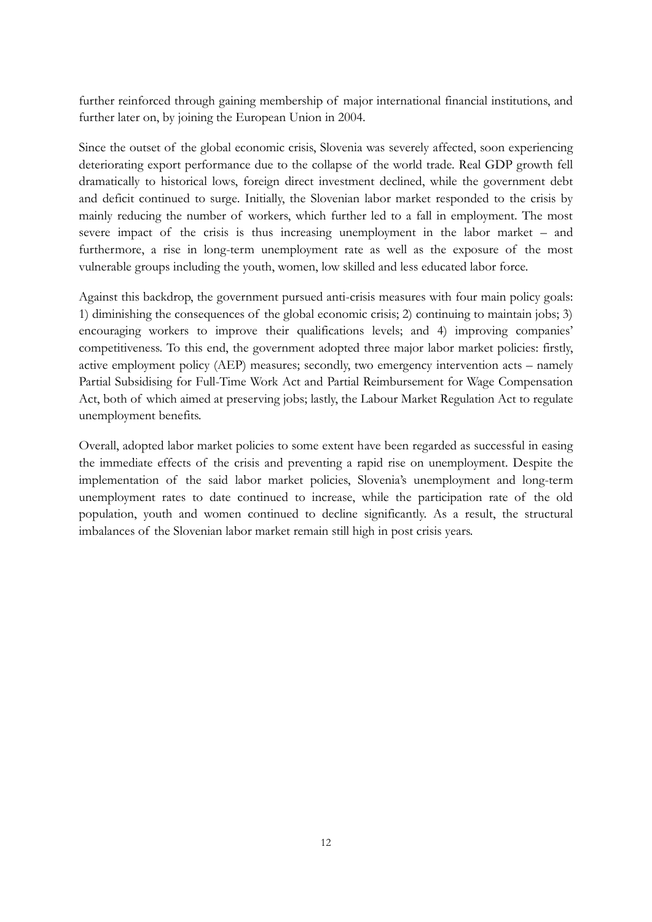further reinforced through gaining membership of major international financial institutions, and further later on, by joining the European Union in 2004.

Since the outset of the global economic crisis, Slovenia was severely affected, soon experiencing deteriorating export performance due to the collapse of the world trade. Real GDP growth fell dramatically to historical lows, foreign direct investment declined, while the government debt and deficit continued to surge. Initially, the Slovenian labor market responded to the crisis by mainly reducing the number of workers, which further led to a fall in employment. The most severe impact of the crisis is thus increasing unemployment in the labor market – and furthermore, a rise in long-term unemployment rate as well as the exposure of the most vulnerable groups including the youth, women, low skilled and less educated labor force.

Against this backdrop, the government pursued anti-crisis measures with four main policy goals: 1) diminishing the consequences of the global economic crisis; 2) continuing to maintain jobs; 3) encouraging workers to improve their qualifications levels; and 4) improving companies' competitiveness. To this end, the government adopted three major labor market policies: firstly, active employment policy (AEP) measures; secondly, two emergency intervention acts – namely Partial Subsidising for Full-Time Work Act and Partial Reimbursement for Wage Compensation Act, both of which aimed at preserving jobs; lastly, the Labour Market Regulation Act to regulate unemployment benefits.

Overall, adopted labor market policies to some extent have been regarded as successful in easing the immediate effects of the crisis and preventing a rapid rise on unemployment. Despite the implementation of the said labor market policies, Slovenia's unemployment and long-term unemployment rates to date continued to increase, while the participation rate of the old population, youth and women continued to decline significantly. As a result, the structural imbalances of the Slovenian labor market remain still high in post crisis years.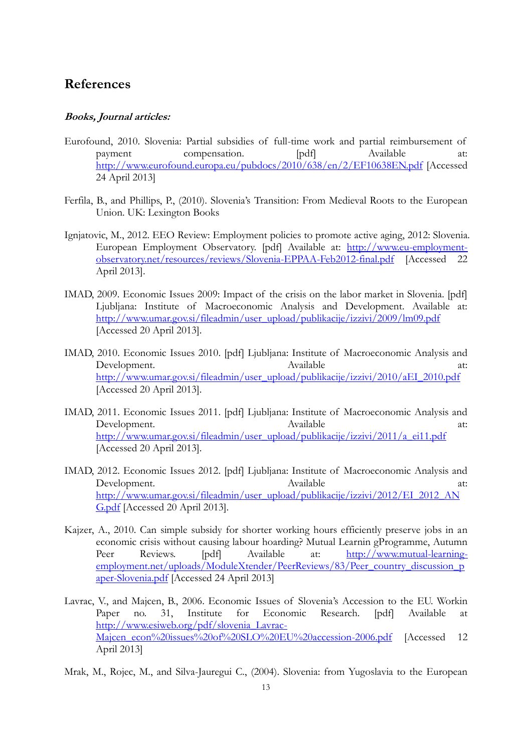## References

***Books, Journal articles:***

Eurofound, 2010. Slovenia: Partial subsidies of full-time work and partial reimbursement of payment compensation. [pdf] Available at: http://www.eurofound.europa.eu/pubdocs/2010/638/en/2/EF10638EN.pdf [Accessed 24 April 2013]

Ferfila, B., and Phillips, P., (2010). Slovenia's Transition: From Medieval Roots to the European Union. UK: Lexington Books

Ignjatovic, M., 2012. EEO Review: Employment policies to promote active aging, 2012: Slovenia. European Employment Observatory. [pdf] Available at: http://www.eu-employment-observatory.net/resources/reviews/Slovenia-EPPAA-Feb2012-final.pdf [Accessed 22 April 2013].

IMAD, 2009. Economic Issues 2009: Impact of the crisis on the labor market in Slovenia. [pdf] Ljubljana: Institute of Macroeconomic Analysis and Development. Available at: http://www.umar.gov.si/fileadmin/user_upload/publikacije/izzivi/2009/lm09.pdf [Accessed 20 April 2013].

IMAD, 2010. Economic Issues 2010. [pdf] Ljubljana: Institute of Macroeconomic Analysis and Development. Available at: http://www.umar.gov.si/fileadmin/user_upload/publikacije/izzivi/2010/aEI_2010.pdf [Accessed 20 April 2013].

IMAD, 2011. Economic Issues 2011. [pdf] Ljubljana: Institute of Macroeconomic Analysis and Development. Available at: http://www.umar.gov.si/fileadmin/user_upload/publikacije/izzivi/2011/a_ei11.pdf [Accessed 20 April 2013].

IMAD, 2012. Economic Issues 2012. [pdf] Ljubljana: Institute of Macroeconomic Analysis and Development. Available at: http://www.umar.gov.si/fileadmin/user_upload/publikacije/izzivi/2012/EI_2012_ANG.pdf [Accessed 20 April 2013].

Kajzer, A., 2010. Can simple subsidy for shorter working hours efficiently preserve jobs in an economic crisis without causing labour hoarding? Mutual Learnin gProgramme, Autumn Peer Reviews. [pdf] Available at: http://www.mutual-learning-employment.net/uploads/ModuleXtender/PeerReviews/83/Peer_country_discussion_paper-Slovenia.pdf [Accessed 24 April 2013]

Lavrac, V., and Majcen, B., 2006. Economic Issues of Slovenia's Accession to the EU. Workin Paper no. 31, Institute for Economic Research. [pdf] Available at http://www.esiweb.org/pdf/slovenia_Lavrac-Majcen_econ%20issues%20of%20SLO%20EU%20accession-2006.pdf [Accessed 12 April 2013]

Mrak, M., Rojec, M., and Silva-Jauregui C., (2004). Slovenia: from Yugoslavia to the European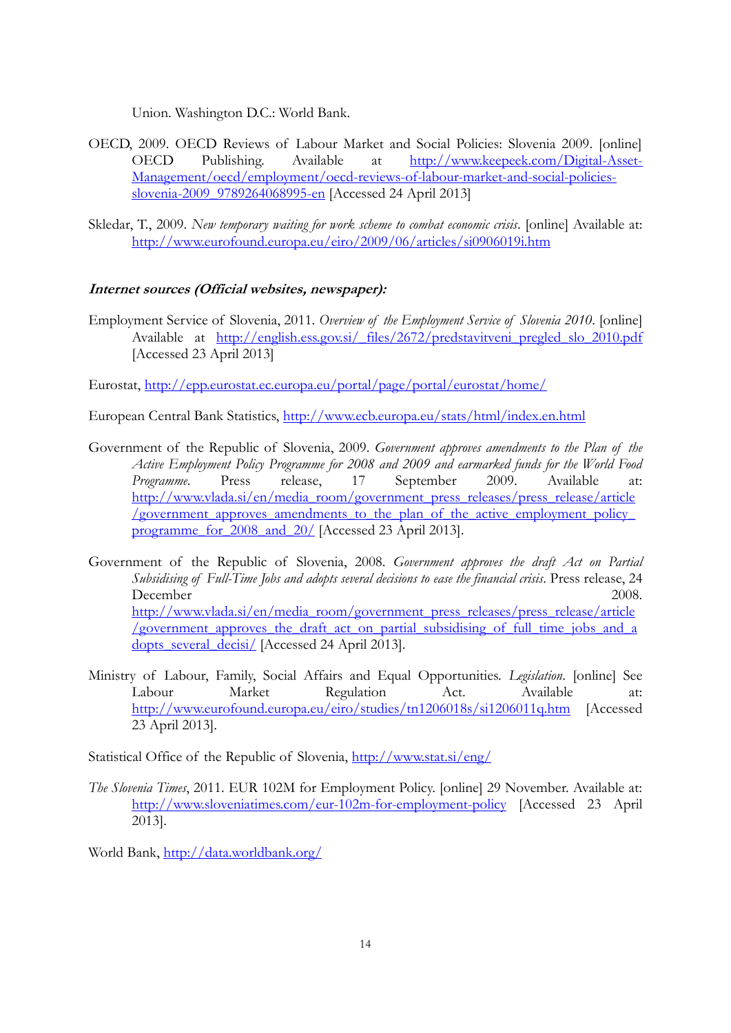Union. Washington D.C.: World Bank.

OECD, 2009. OECD Reviews of Labour Market and Social Policies: Slovenia 2009. [online] OECD Publishing. Available at http://www.keepeek.com/Digital-Asset-Management/oecd/employment/oecd-reviews-of-labour-market-and-social-policies-slovenia-2009_9789264068995-en [Accessed 24 April 2013]

Skledar, T., 2009. *New temporary waiting for work scheme to combat economic crisis*. [online] Available at: http://www.eurofound.europa.eu/eiro/2009/06/articles/si0906019i.htm

***Internet sources (Official websites, newspaper):***

Employment Service of Slovenia, 2011. *Overview of the Employment Service of Slovenia 2010*. [online] Available at http://english.ess.gov.si/_files/2672/predstavitveni_pregled_slo_2010.pdf [Accessed 23 April 2013]

Eurostat, http://epp.eurostat.ec.europa.eu/portal/page/portal/eurostat/home/

European Central Bank Statistics, http://www.ecb.europa.eu/stats/html/index.en.html

Government of the Republic of Slovenia, 2009. *Government approves amendments to the Plan of the Active Employment Policy Programme for 2008 and 2009 and earmarked funds for the World Food Programme*. Press release, 17 September 2009. Available at: http://www.vlada.si/en/media_room/government_press_releases/press_release/article/government_approves_amendments_to_the_plan_of_the_active_employment_policy_programme_for_2008_and_20/ [Accessed 23 April 2013].

Government of the Republic of Slovenia, 2008. *Government approves the draft Act on Partial Subsidising of Full-Time Jobs and adopts several decisions to ease the financial crisis*. Press release, 24 December 2008. http://www.vlada.si/en/media_room/government_press_releases/press_release/article/government_approves_the_draft_act_on_partial_subsidising_of_full_time_jobs_and_adopts_several_decisi/ [Accessed 24 April 2013].

Ministry of Labour, Family, Social Affairs and Equal Opportunities. *Legislation*. [online] See Labour Market Regulation Act. Available at: http://www.eurofound.europa.eu/eiro/studies/tn1206018s/si1206011q.htm [Accessed 23 April 2013].

Statistical Office of the Republic of Slovenia, http://www.stat.si/eng/

*The Slovenia Times*, 2011. EUR 102M for Employment Policy. [online] 29 November. Available at: http://www.sloveniatimes.com/eur-102m-for-employment-policy [Accessed 23 April 2013].

World Bank, http://data.worldbank.org/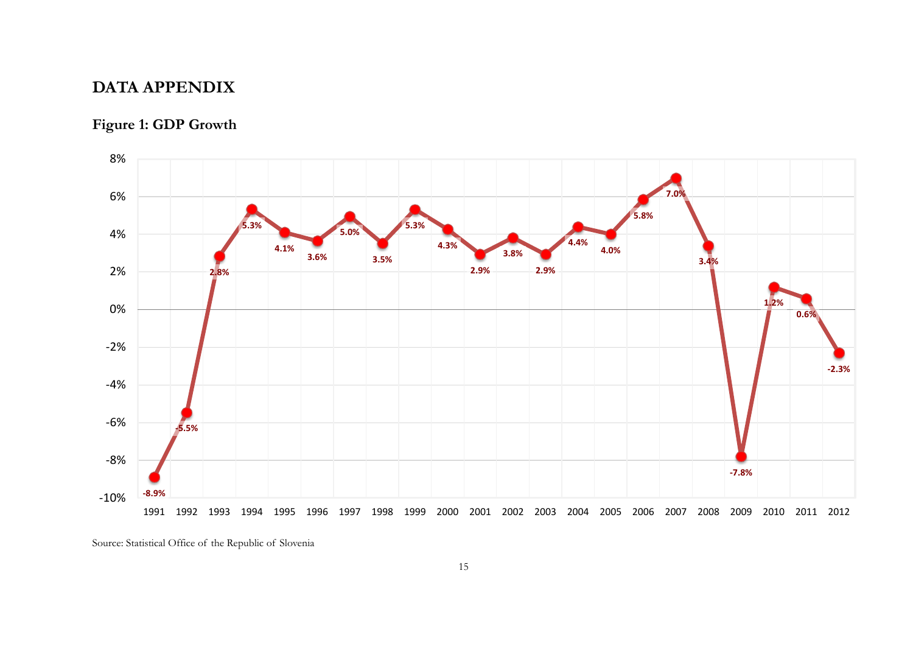# DATA APPENDIX

## Figure 1: GDP Growth

| Year | GDP Growth |
|---|---|
| 1991 | -8.9% |
| 1992 | -5.5% |
| 1993 | 2.8% |
| 1994 | 5.3% |
| 1995 | 4.1% |
| 1996 | 3.6% |
| 1997 | 5.0% |
| 1998 | 3.5% |
| 1999 | 5.3% |
| 2000 | 4.3% |
| 2001 | 2.9% |
| 2002 | 3.8% |
| 2003 | 2.9% |
| 2004 | 4.4% |
| 2005 | 4.0% |
| 2006 | 5.8% |
| 2007 | 7.0% |
| 2008 | 3.4% |
| 2009 | -7.8% |
| 2010 | 1.2% |
| 2011 | 0.6% |
| 2012 | -2.3% |

Source: Statistical Office of the Republic of Slovenia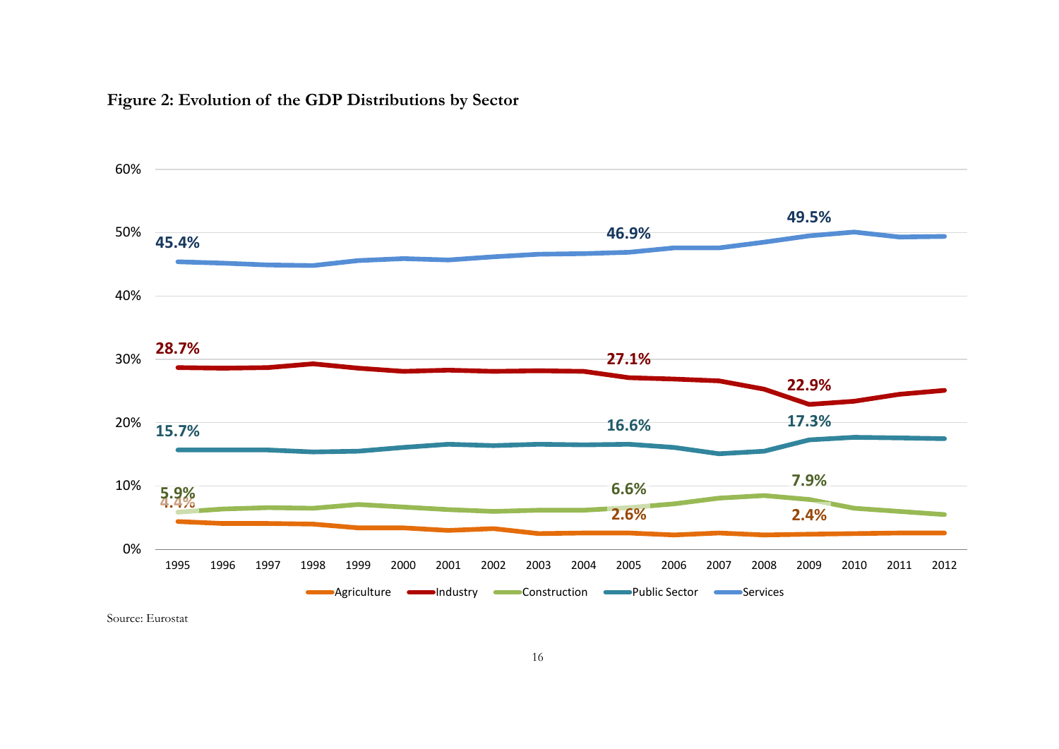**Figure 2: Evolution of the GDP Distributions by Sector**

Source: Eurostat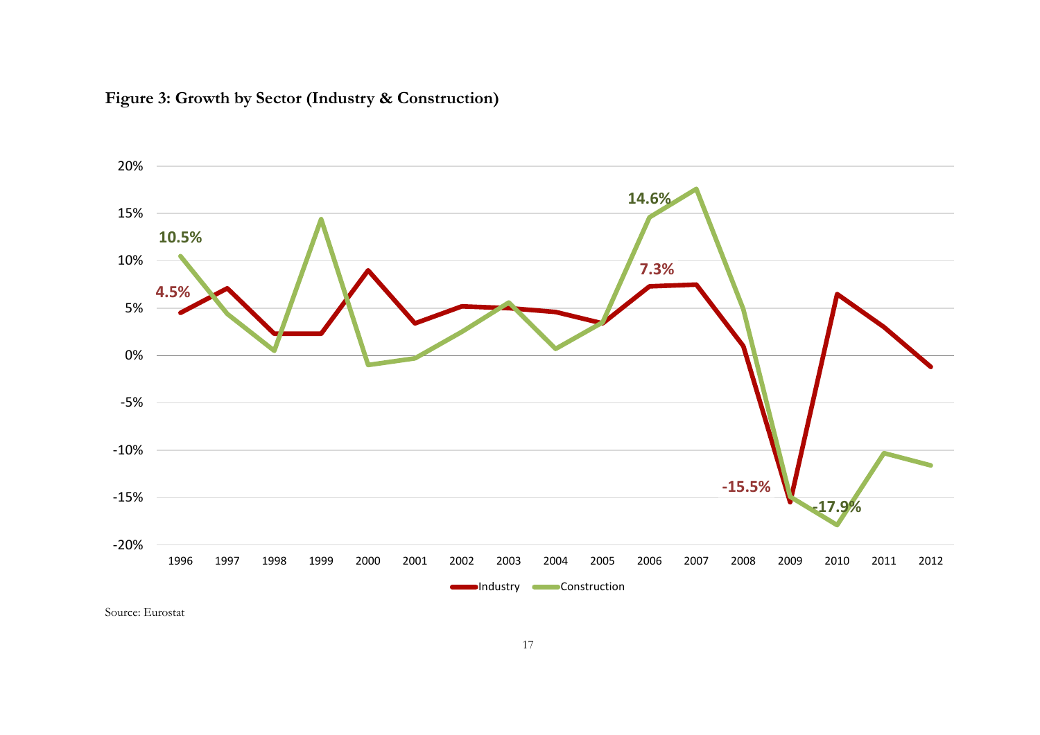**Figure 3: Growth by Sector (Industry & Construction)**

Source: Eurostat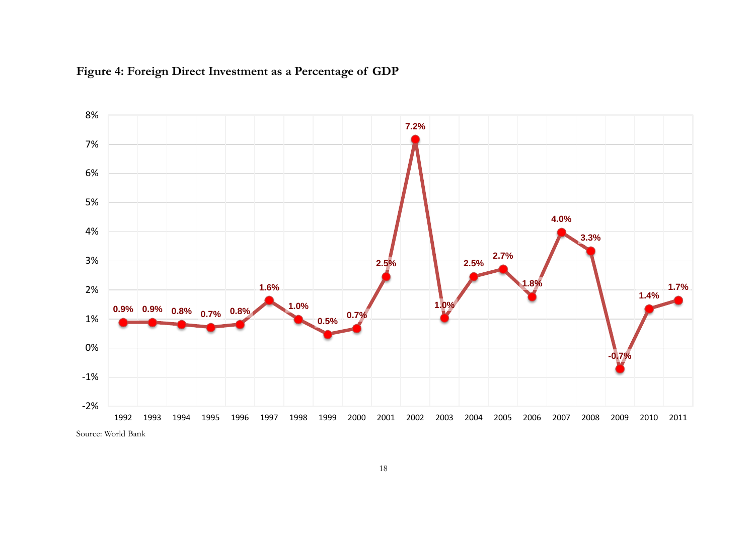**Figure 4: Foreign Direct Investment as a Percentage of GDP**

| Year | FDI (% of GDP) |
|---|---|
| 1992 | 0.9% |
| 1993 | 0.9% |
| 1994 | 0.8% |
| 1995 | 0.7% |
| 1996 | 0.8% |
| 1997 | 1.6% |
| 1998 | 1.0% |
| 1999 | 0.5% |
| 2000 | 0.7% |
| 2001 | 2.5% |
| 2002 | 7.2% |
| 2003 | 1.0% |
| 2004 | 2.5% |
| 2005 | 2.7% |
| 2006 | 1.8% |
| 2007 | 4.0% |
| 2008 | 3.3% |
| 2009 | -0.7% |
| 2010 | 1.4% |
| 2011 | 1.7% |

Source: World Bank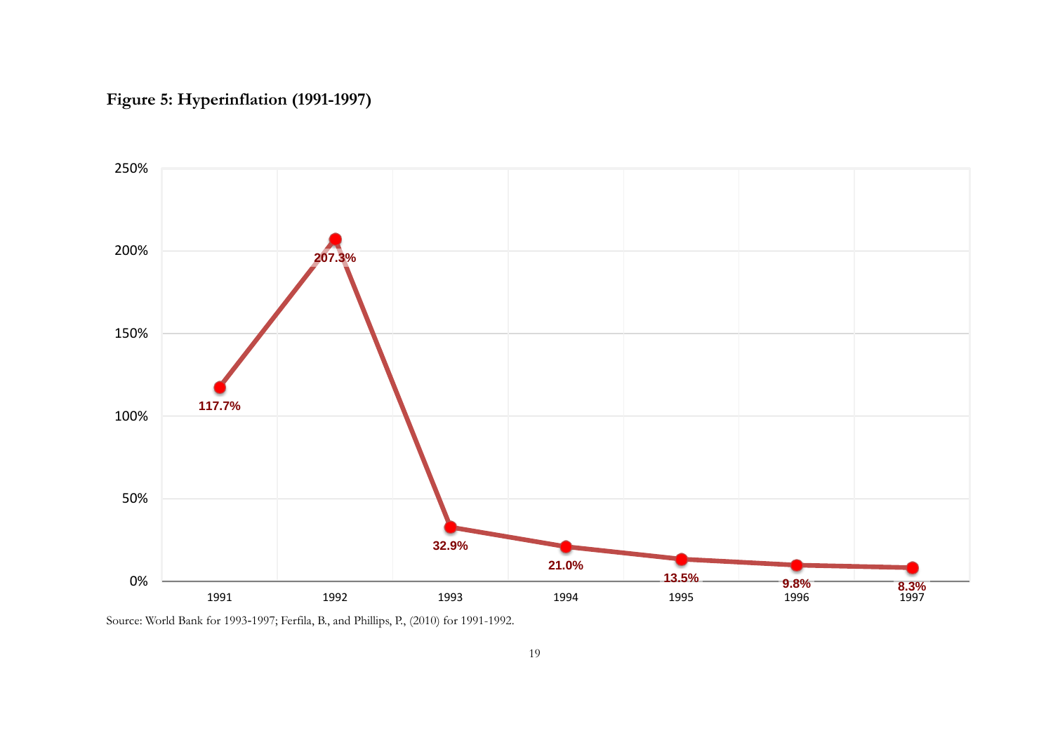**Figure 5: Hyperinflation (1991-1997)**

| Year | Inflation |
|---|---|
| 1991 | 117.7% |
| 1992 | 207.3% |
| 1993 | 32.9% |
| 1994 | 21.0% |
| 1995 | 13.5% |
| 1996 | 9.8% |
| 1997 | 8.3% |

Source: World Bank for 1993-1997; Ferfila, B., and Phillips, P., (2010) for 1991-1992.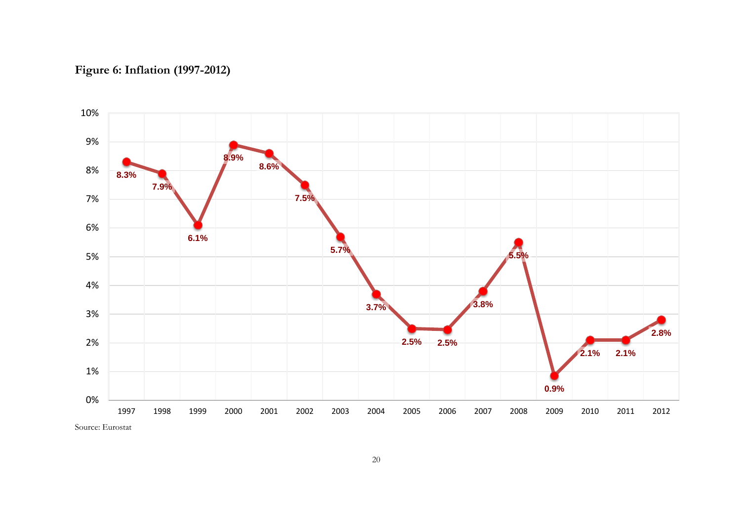**Figure 6: Inflation (1997-2012)**

| Year | Inflation |
|---|---|
| 1997 | 8.3% |
| 1998 | 7.9% |
| 1999 | 6.1% |
| 2000 | 8.9% |
| 2001 | 8.6% |
| 2002 | 7.5% |
| 2003 | 5.7% |
| 2004 | 3.7% |
| 2005 | 2.5% |
| 2006 | 2.5% |
| 2007 | 3.8% |
| 2008 | 5.5% |
| 2009 | 0.9% |
| 2010 | 2.1% |
| 2011 | 2.1% |
| 2012 | 2.8% |

Source: Eurostat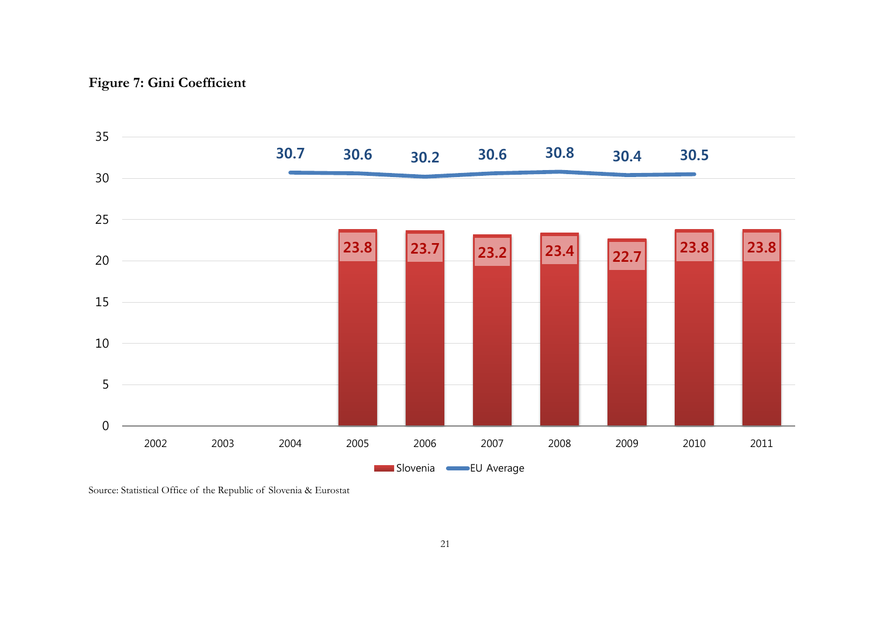**Figure 7: Gini Coefficient**

| Year | Slovenia | EU Average |
|---|---|---|
| 2002 | | |
| 2003 | | |
| 2004 | | 30.7 |
| 2005 | 23.8 | 30.6 |
| 2006 | 23.7 | 30.2 |
| 2007 | 23.2 | 30.6 |
| 2008 | 23.4 | 30.8 |
| 2009 | 22.7 | 30.4 |
| 2010 | 23.8 | 30.5 |
| 2011 | 23.8 | |

Source: Statistical Office of the Republic of Slovenia & Eurostat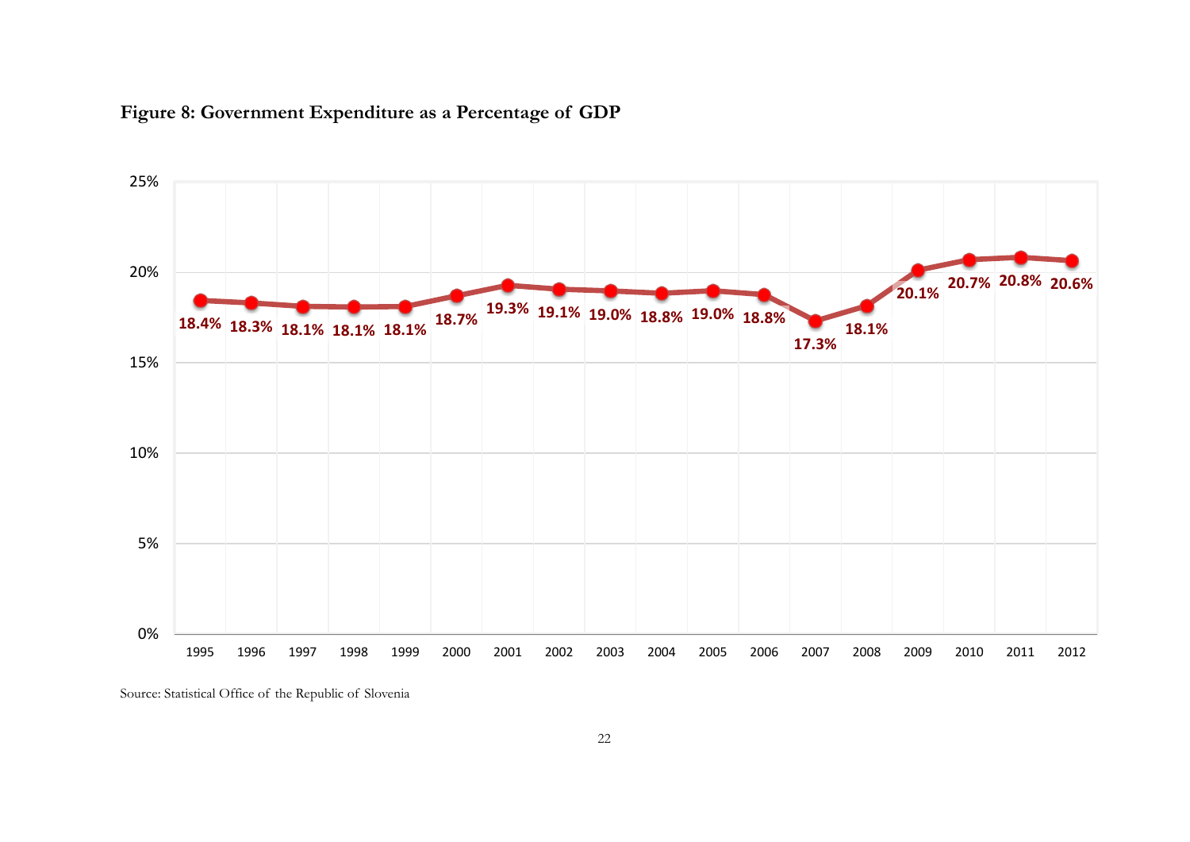**Figure 8: Government Expenditure as a Percentage of GDP**

| Year | Government Expenditure (% of GDP) |
|---|---|
| 1995 | 18.4% |
| 1996 | 18.3% |
| 1997 | 18.1% |
| 1998 | 18.1% |
| 1999 | 18.1% |
| 2000 | 18.7% |
| 2001 | 19.3% |
| 2002 | 19.1% |
| 2003 | 19.0% |
| 2004 | 18.8% |
| 2005 | 19.0% |
| 2006 | 18.8% |
| 2007 | 17.3% |
| 2008 | 18.1% |
| 2009 | 20.1% |
| 2010 | 20.7% |
| 2011 | 20.8% |
| 2012 | 20.6% |

Source: Statistical Office of the Republic of Slovenia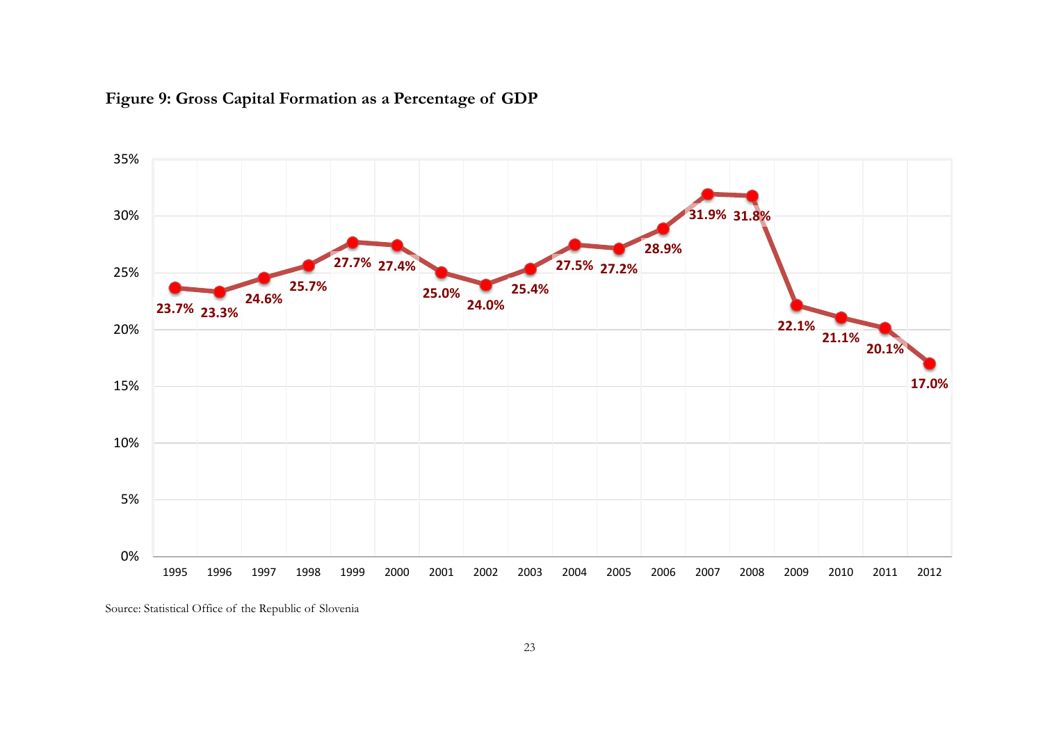**Figure 9: Gross Capital Formation as a Percentage of GDP**

| Year | Gross Capital Formation (% of GDP) |
| --- | --- |
| 1995 | 23.7% |
| 1996 | 23.3% |
| 1997 | 24.6% |
| 1998 | 25.7% |
| 1999 | 27.7% |
| 2000 | 27.4% |
| 2001 | 25.0% |
| 2002 | 24.0% |
| 2003 | 25.4% |
| 2004 | 27.5% |
| 2005 | 27.2% |
| 2006 | 28.9% |
| 2007 | 31.9% |
| 2008 | 31.8% |
| 2009 | 22.1% |
| 2010 | 21.1% |
| 2011 | 20.1% |
| 2012 | 17.0% |

Source: Statistical Office of the Republic of Slovenia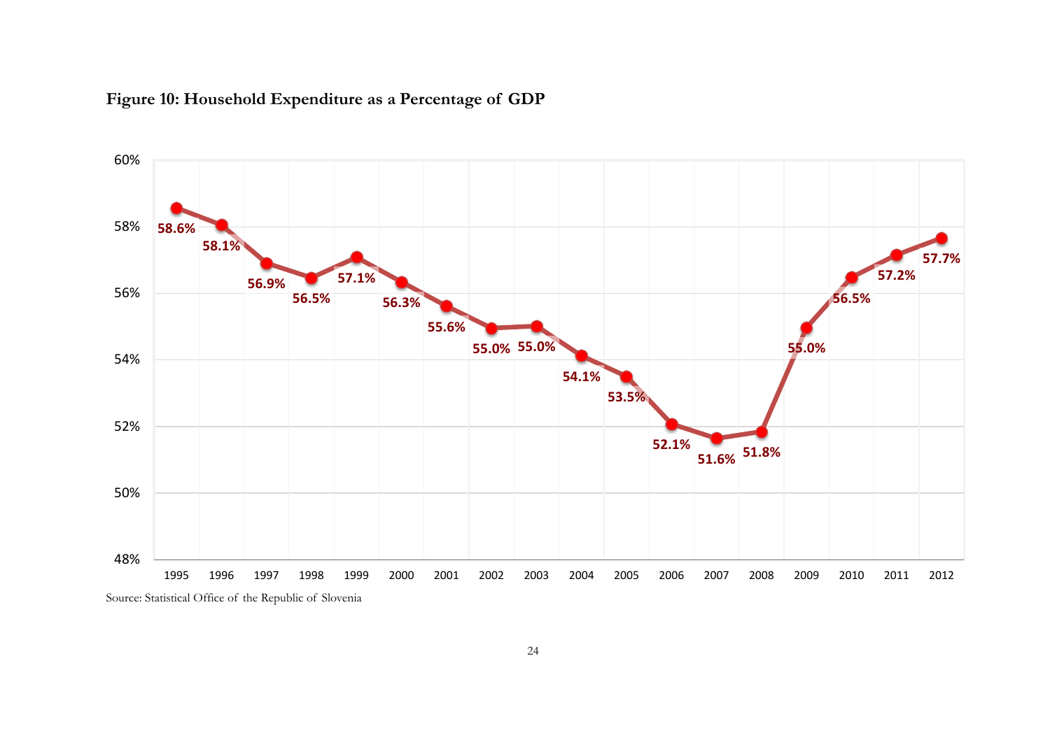**Figure 10: Household Expenditure as a Percentage of GDP**

| Year | Household Expenditure (% of GDP) |
|---|---|
| 1995 | 58.6% |
| 1996 | 58.1% |
| 1997 | 56.9% |
| 1998 | 56.5% |
| 1999 | 57.1% |
| 2000 | 56.3% |
| 2001 | 55.6% |
| 2002 | 55.0% |
| 2003 | 55.0% |
| 2004 | 54.1% |
| 2005 | 53.5% |
| 2006 | 52.1% |
| 2007 | 51.6% |
| 2008 | 51.8% |
| 2009 | 55.0% |
| 2010 | 56.5% |
| 2011 | 57.2% |
| 2012 | 57.7% |

Source: Statistical Office of the Republic of Slovenia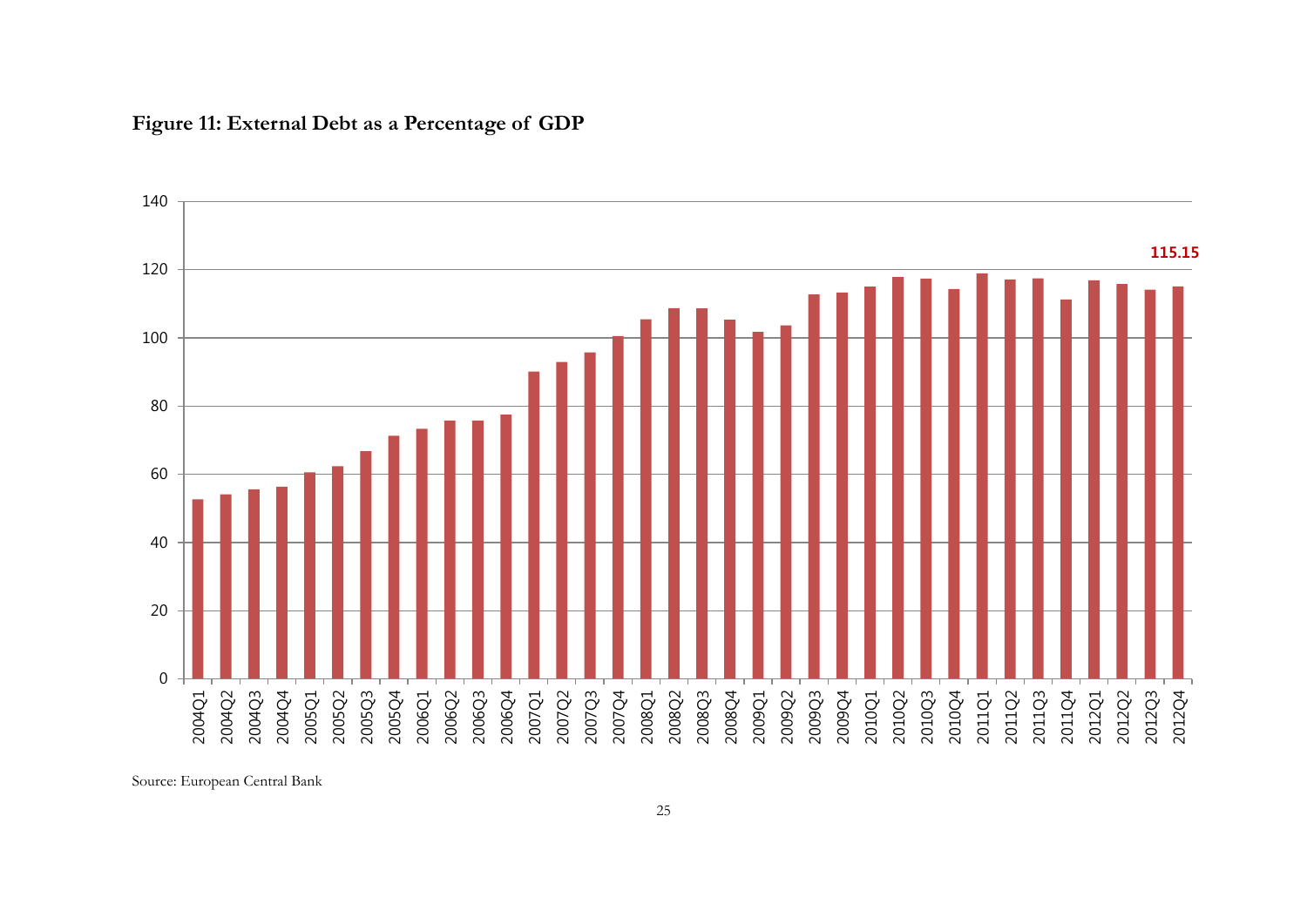**Figure 11: External Debt as a Percentage of GDP**

Source: European Central Bank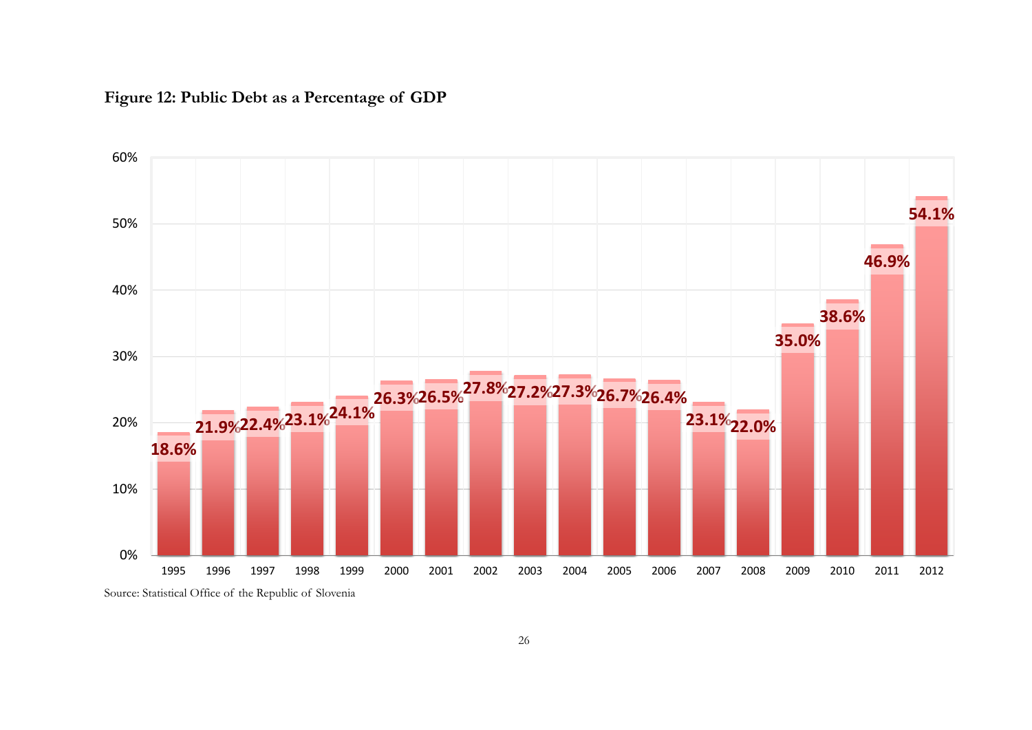**Figure 12: Public Debt as a Percentage of GDP**

| Year | Public Debt (% of GDP) |
|---|---|
| 1995 | 18.6% |
| 1996 | 21.9% |
| 1997 | 22.4% |
| 1998 | 23.1% |
| 1999 | 24.1% |
| 2000 | 26.3% |
| 2001 | 26.5% |
| 2002 | 27.8% |
| 2003 | 27.2% |
| 2004 | 27.3% |
| 2005 | 26.7% |
| 2006 | 26.4% |
| 2007 | 23.1% |
| 2008 | 22.0% |
| 2009 | 35.0% |
| 2010 | 38.6% |
| 2011 | 46.9% |
| 2012 | 54.1% |

Source: Statistical Office of the Republic of Slovenia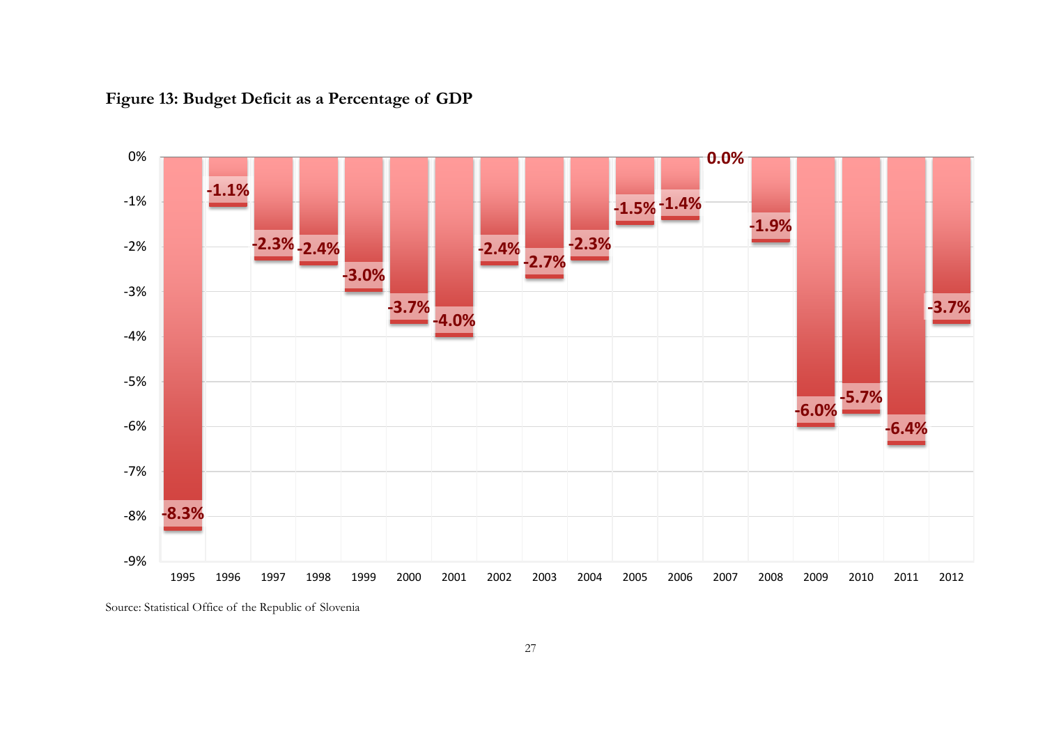**Figure 13: Budget Deficit as a Percentage of GDP**

| Year | Budget Deficit (% of GDP) |
|---|---|
| 1995 | -8.3% |
| 1996 | -1.1% |
| 1997 | -2.3% |
| 1998 | -2.4% |
| 1999 | -3.0% |
| 2000 | -3.7% |
| 2001 | -4.0% |
| 2002 | -2.4% |
| 2003 | -2.7% |
| 2004 | -2.3% |
| 2005 | -1.5% |
| 2006 | -1.4% |
| 2007 | 0.0% |
| 2008 | -1.9% |
| 2009 | -6.0% |
| 2010 | -5.7% |
| 2011 | -6.4% |
| 2012 | -3.7% |

Source: Statistical Office of the Republic of Slovenia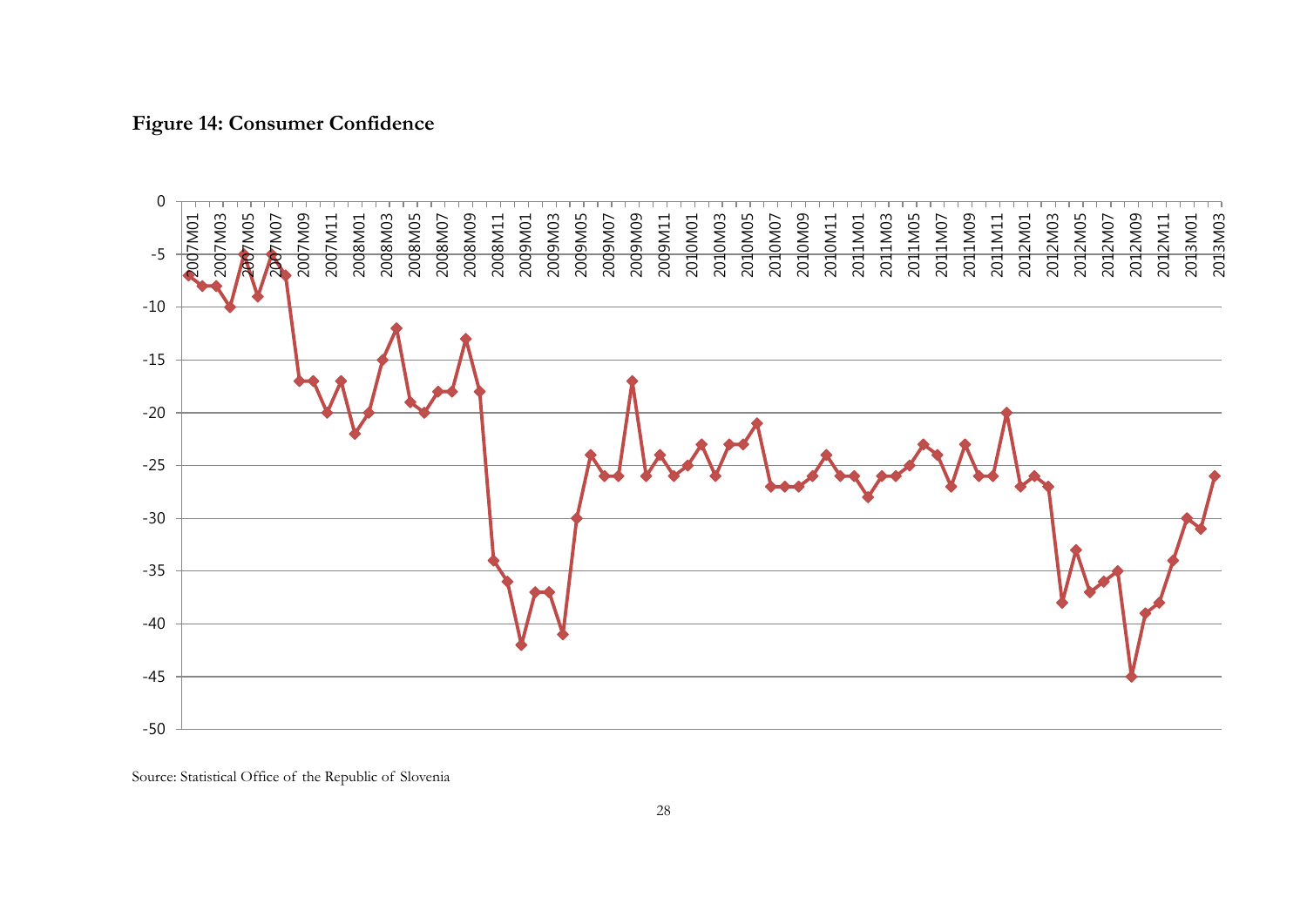**Figure 14: Consumer Confidence**

Source: Statistical Office of the Republic of Slovenia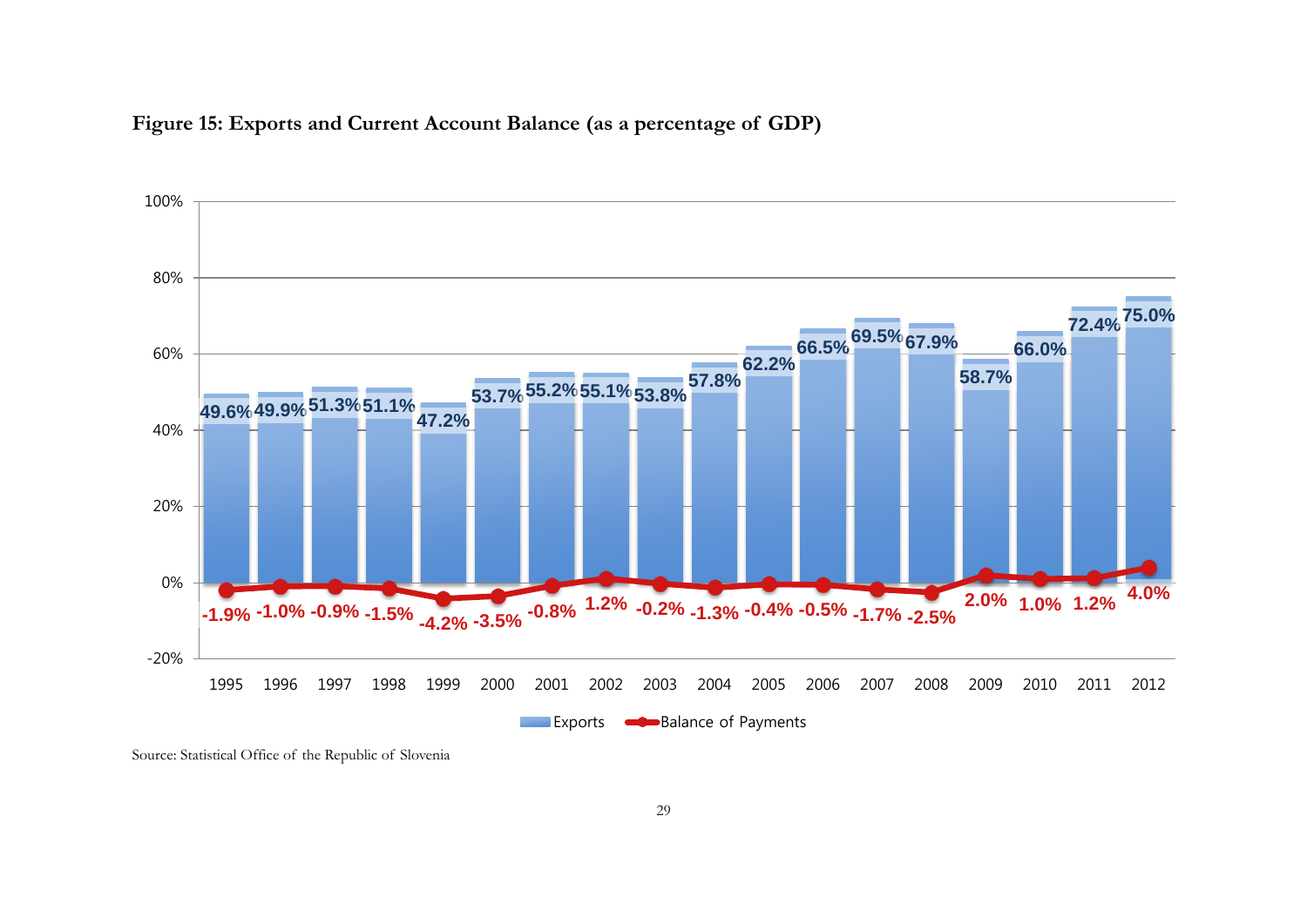**Figure 15: Exports and Current Account Balance (as a percentage of GDP)**

| Year | Exports | Balance of Payments |
|---|---|---|
| 1995 | 49.6% | -1.9% |
| 1996 | 49.9% | -1.0% |
| 1997 | 51.3% | -0.9% |
| 1998 | 51.1% | -1.5% |
| 1999 | 47.2% | -4.2% |
| 2000 | 53.7% | -3.5% |
| 2001 | 55.2% | -0.8% |
| 2002 | 55.1% | 1.2% |
| 2003 | 53.8% | -0.2% |
| 2004 | 57.8% | -1.3% |
| 2005 | 62.2% | -0.4% |
| 2006 | 66.5% | -0.5% |
| 2007 | 69.5% | -1.7% |
| 2008 | 67.9% | -2.5% |
| 2009 | 58.7% | 2.0% |
| 2010 | 66.0% | 1.0% |
| 2011 | 72.4% | 1.2% |
| 2012 | 75.0% | 4.0% |

Source: Statistical Office of the Republic of Slovenia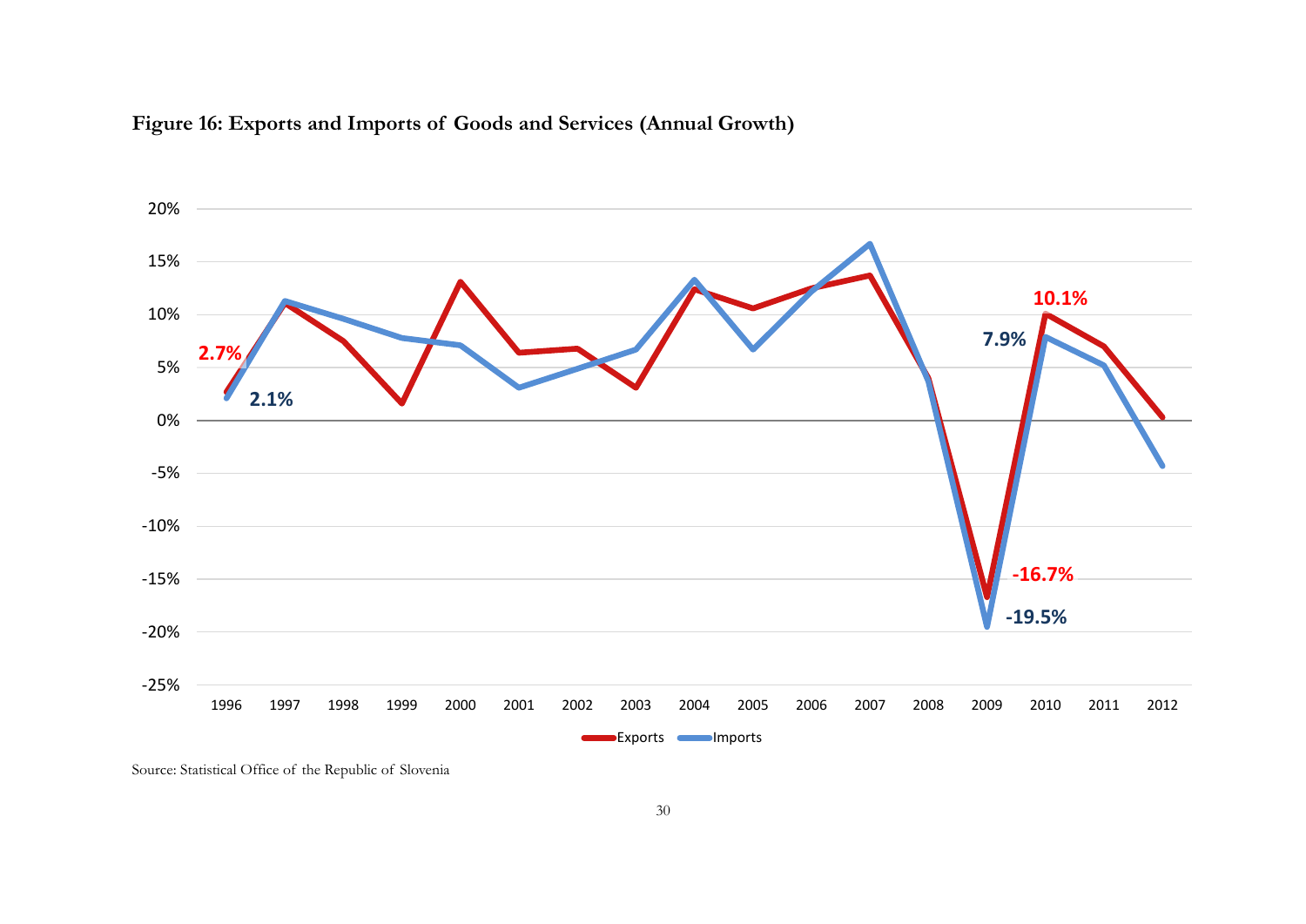**Figure 16: Exports and Imports of Goods and Services (Annual Growth)**

Source: Statistical Office of the Republic of Slovenia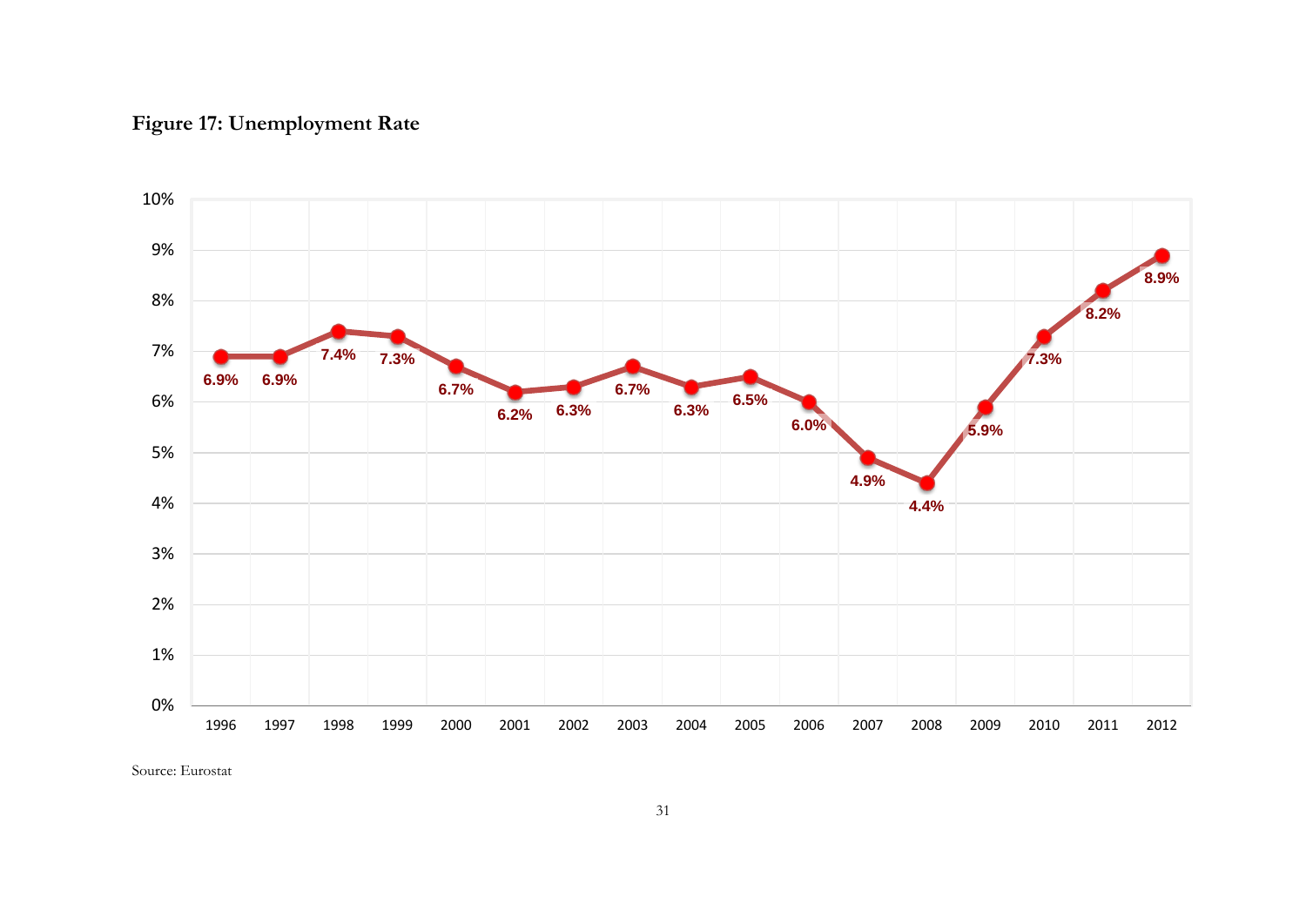**Figure 17: Unemployment Rate**

| Year | Unemployment Rate |
|---|---|
| 1996 | 6.9% |
| 1997 | 6.9% |
| 1998 | 7.4% |
| 1999 | 7.3% |
| 2000 | 6.7% |
| 2001 | 6.2% |
| 2002 | 6.3% |
| 2003 | 6.7% |
| 2004 | 6.3% |
| 2005 | 6.5% |
| 2006 | 6.0% |
| 2007 | 4.9% |
| 2008 | 4.4% |
| 2009 | 5.9% |
| 2010 | 7.3% |
| 2011 | 8.2% |
| 2012 | 8.9% |

Source: Eurostat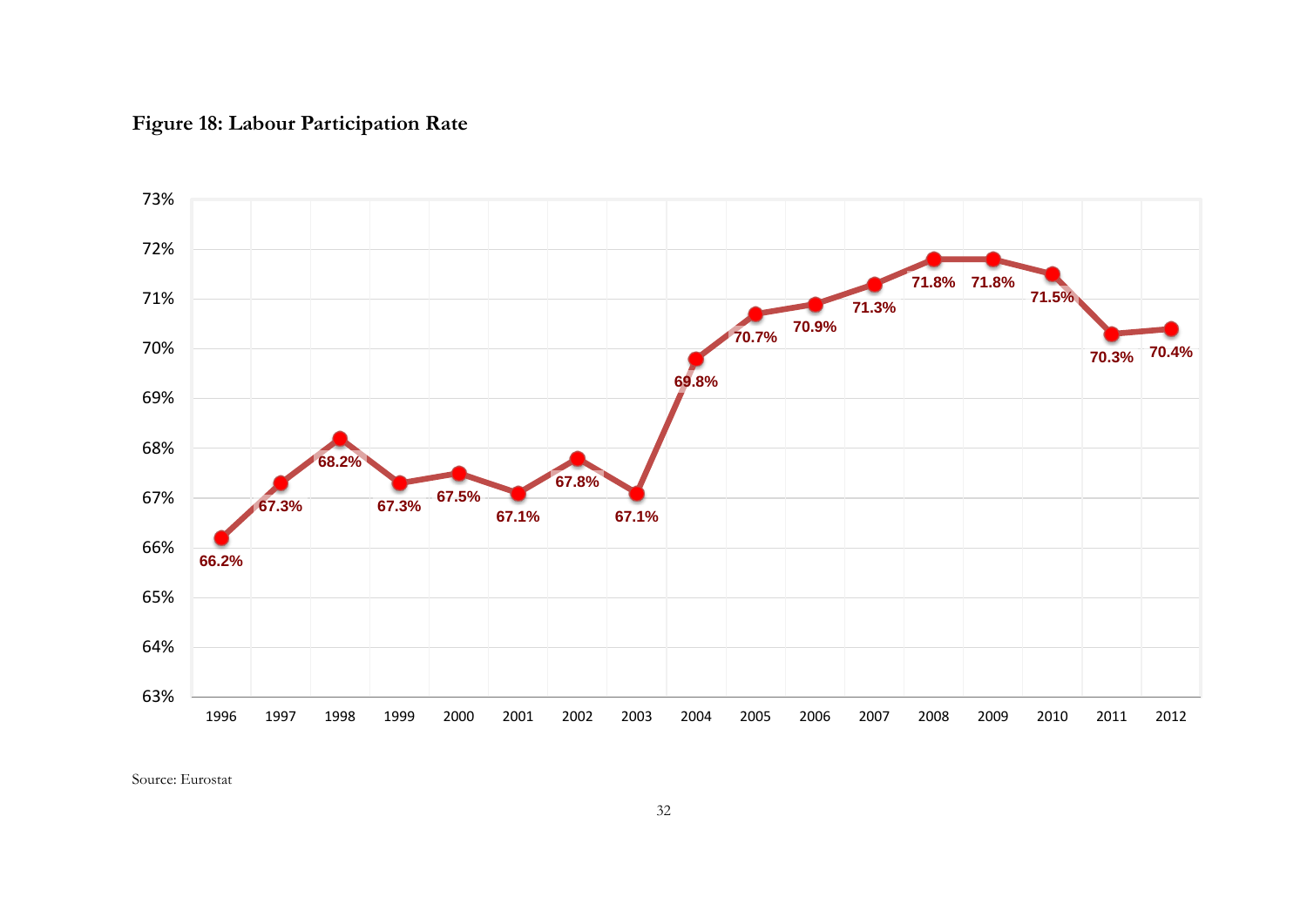**Figure 18: Labour Participation Rate**

| Year | Labour Participation Rate |
|---|---|
| 1996 | 66.2% |
| 1997 | 67.3% |
| 1998 | 68.2% |
| 1999 | 67.3% |
| 2000 | 67.5% |
| 2001 | 67.1% |
| 2002 | 67.8% |
| 2003 | 67.1% |
| 2004 | 69.8% |
| 2005 | 70.7% |
| 2006 | 70.9% |
| 2007 | 71.3% |
| 2008 | 71.8% |
| 2009 | 71.8% |
| 2010 | 71.5% |
| 2011 | 70.3% |
| 2012 | 70.4% |

Source: Eurostat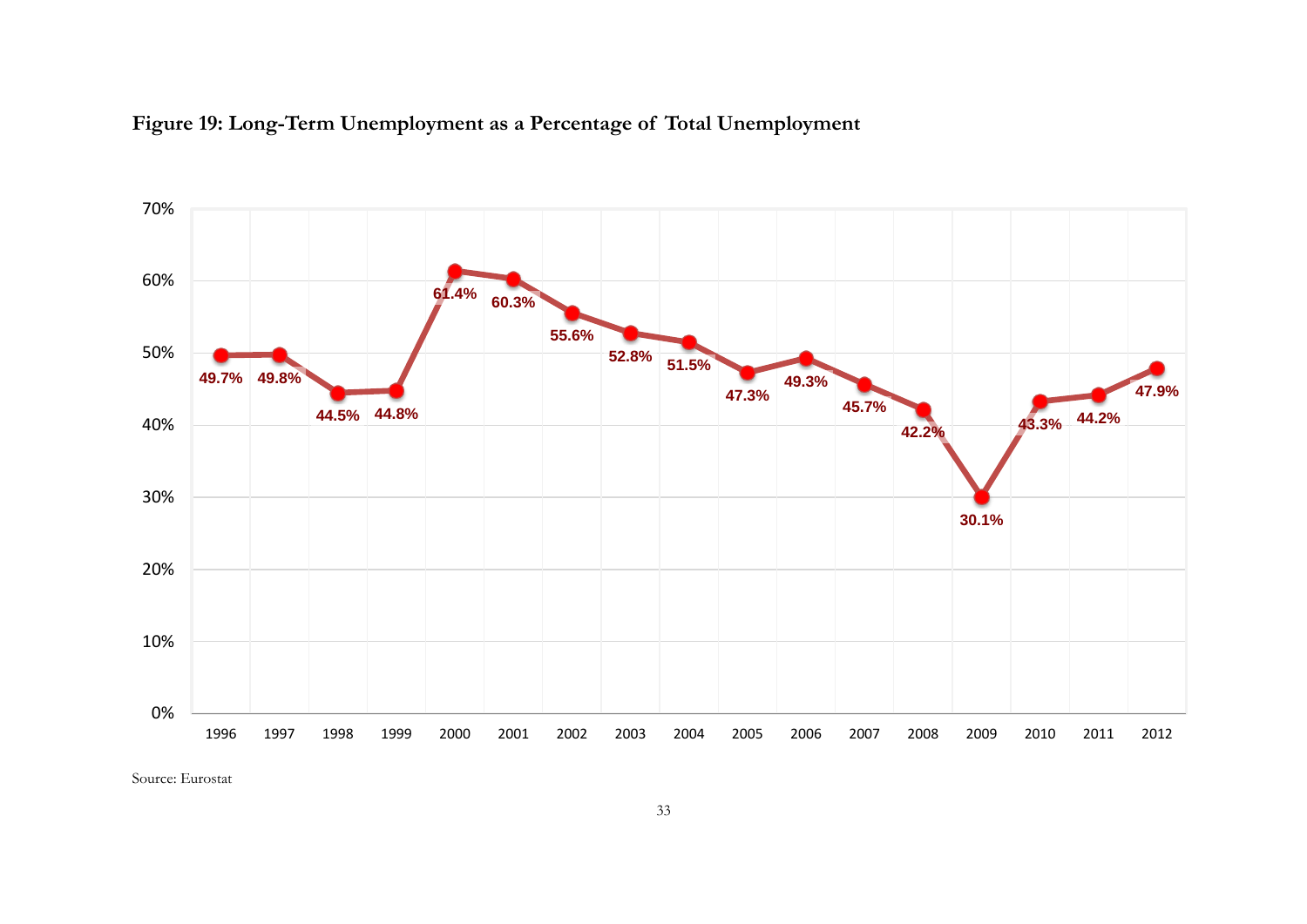**Figure 19: Long-Term Unemployment as a Percentage of Total Unemployment**

| Year | Long-Term Unemployment (% of Total Unemployment) |
|---|---|
| 1996 | 49.7% |
| 1997 | 49.8% |
| 1998 | 44.5% |
| 1999 | 44.8% |
| 2000 | 61.4% |
| 2001 | 60.3% |
| 2002 | 55.6% |
| 2003 | 52.8% |
| 2004 | 51.5% |
| 2005 | 47.3% |
| 2006 | 49.3% |
| 2007 | 45.7% |
| 2008 | 42.2% |
| 2009 | 30.1% |
| 2010 | 43.3% |
| 2011 | 44.2% |
| 2012 | 47.9% |

Source: Eurostat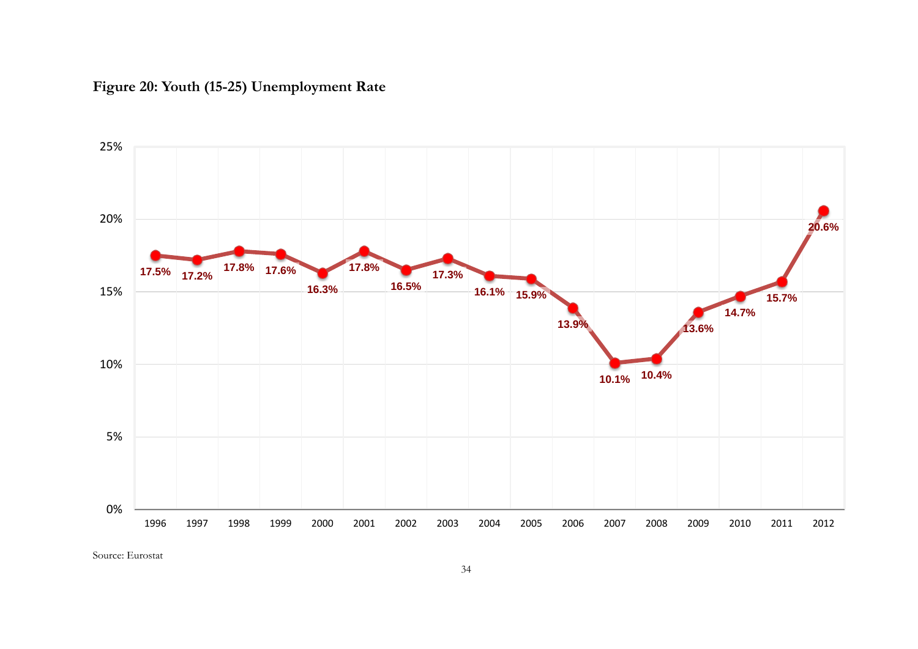**Figure 20: Youth (15-25) Unemployment Rate**

| Year | Youth Unemployment Rate |
|---|---|
| 1996 | 17.5% |
| 1997 | 17.2% |
| 1998 | 17.8% |
| 1999 | 17.6% |
| 2000 | 16.3% |
| 2001 | 17.8% |
| 2002 | 16.5% |
| 2003 | 17.3% |
| 2004 | 16.1% |
| 2005 | 15.9% |
| 2006 | 13.9% |
| 2007 | 10.1% |
| 2008 | 10.4% |
| 2009 | 13.6% |
| 2010 | 14.7% |
| 2011 | 15.7% |
| 2012 | 20.6% |

Source: Eurostat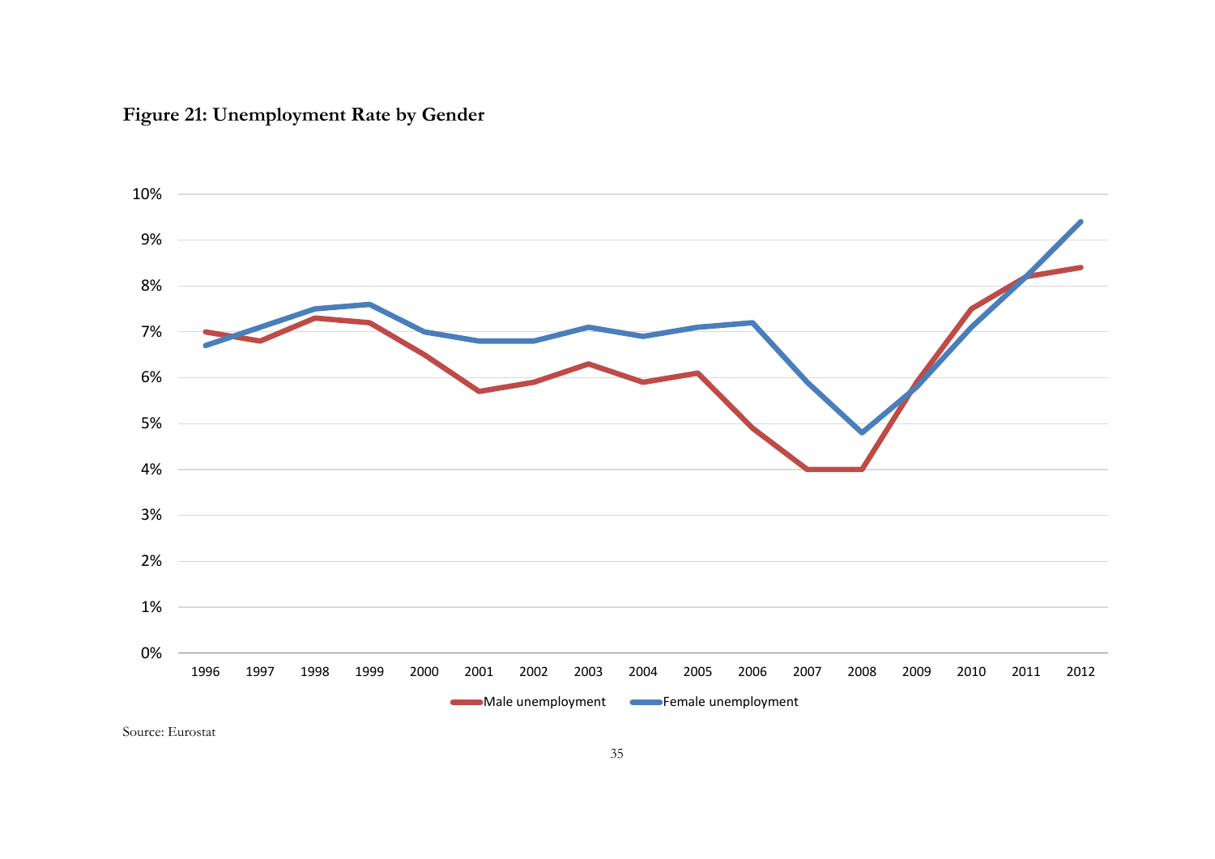**Figure 21: Unemployment Rate by Gender**

10%
9%
8%
7%
6%
5%
4%
3%
2%
1%
0%

1996 1997 1998 1999 2000 2001 2002 2003 2004 2005 2006 2007 2008 2009 2010 2011 2012

Male unemployment
Female unemployment

Source: Eurostat